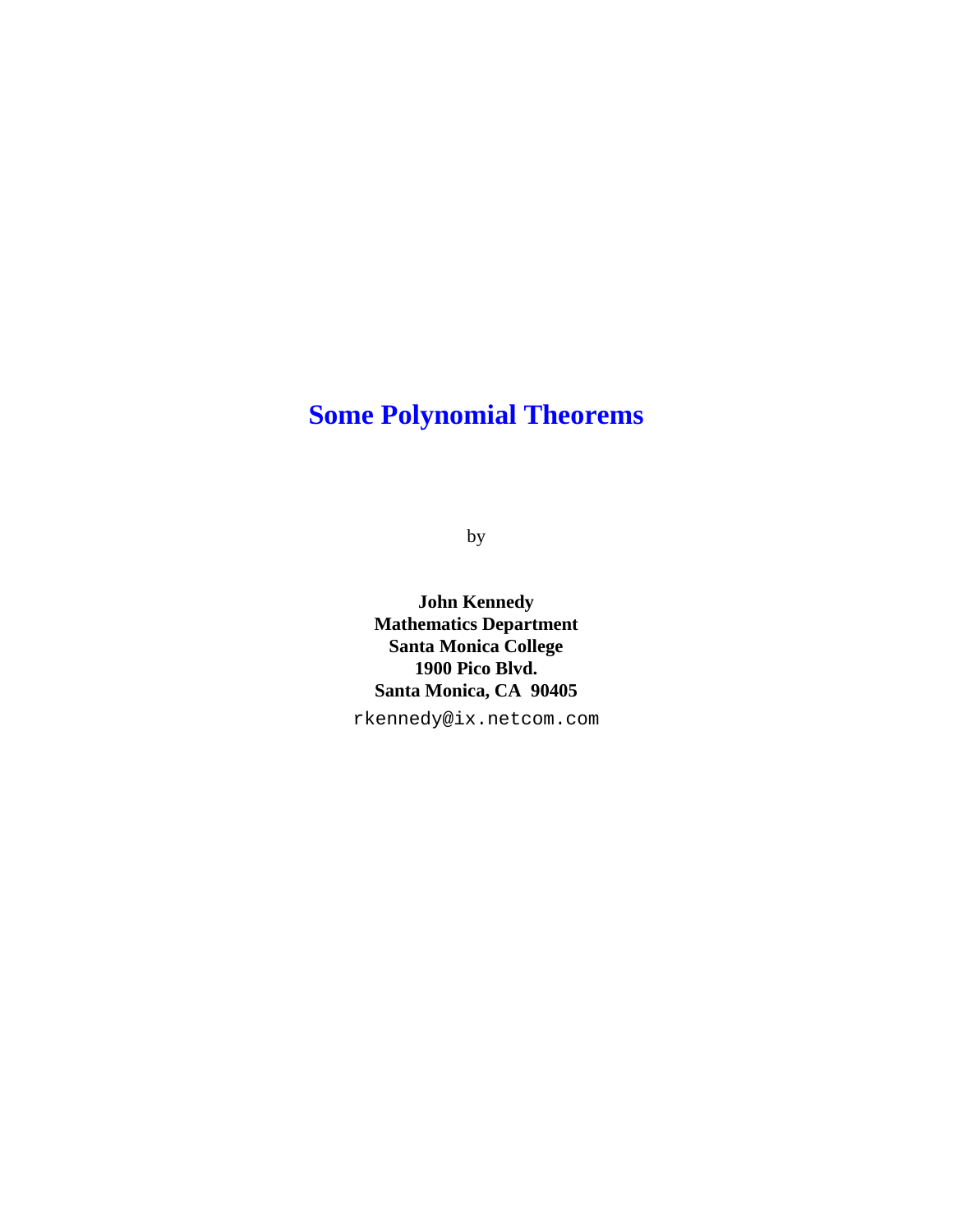# Some Polynomial Theorems

by

**John Kennedy**
**Mathematics Department**
**Santa Monica College**
**1900 Pico Blvd.**
**Santa Monica, CA 90405**

`rkennedy@ix.netcom.com`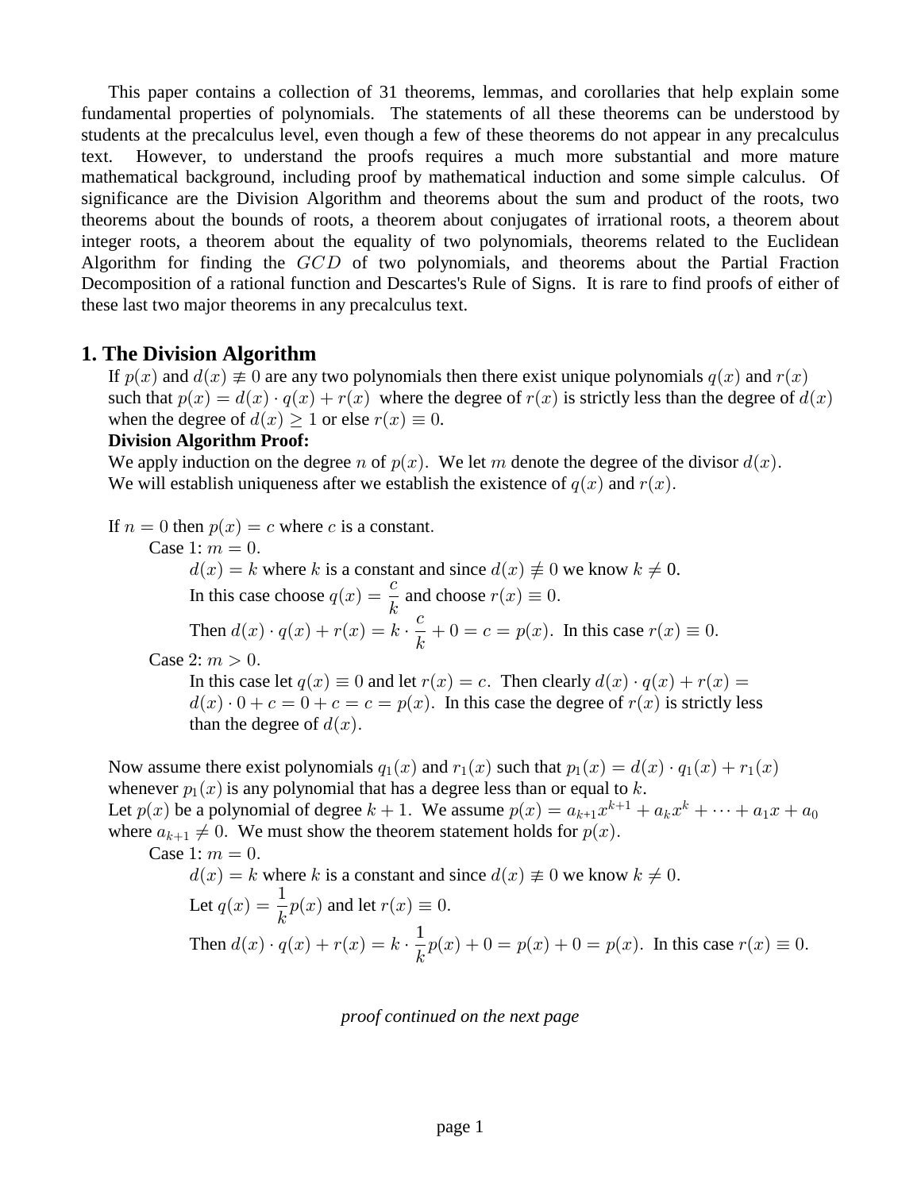This paper contains a collection of 31 theorems, lemmas, and corollaries that help explain some fundamental properties of polynomials. The statements of all these theorems can be understood by students at the precalculus level, even though a few of these theorems do not appear in any precalculus text. However, to understand the proofs requires a much more substantial and more mature mathematical background, including proof by mathematical induction and some simple calculus. Of significance are the Division Algorithm and theorems about the sum and product of the roots, two theorems about the bounds of roots, a theorem about conjugates of irrational roots, a theorem about integer roots, a theorem about the equality of two polynomials, theorems related to the Euclidean Algorithm for finding the $GCD$ of two polynomials, and theorems about the Partial Fraction Decomposition of a rational function and Descartes's Rule of Signs. It is rare to find proofs of either of these last two major theorems in any precalculus text.

## 1. The Division Algorithm

If $p(x)$ and $d(x) \not\equiv 0$ are any two polynomials then there exist unique polynomials $q(x)$ and $r(x)$ such that $p(x) = d(x) \cdot q(x) + r(x)$ where the degree of $r(x)$ is strictly less than the degree of $d(x)$ when the degree of $d(x) \geq 1$ or else $r(x) \equiv 0$.

**Division Algorithm Proof:**

We apply induction on the degree $n$ of $p(x)$. We let $m$ denote the degree of the divisor $d(x)$. We will establish uniqueness after we establish the existence of $q(x)$ and $r(x)$.

If $n = 0$ then $p(x) = c$ where $c$ is a constant.

Case 1: $m = 0$.

$d(x) = k$ where $k$ is a constant and since $d(x) \not\equiv 0$ we know $k \neq 0$.

In this case choose $q(x) = \dfrac{c}{k}$ and choose $r(x) \equiv 0$.

Then $d(x) \cdot q(x) + r(x) = k \cdot \dfrac{c}{k} + 0 = c = p(x)$. In this case $r(x) \equiv 0$.

Case 2: $m > 0$.

In this case let $q(x) \equiv 0$ and let $r(x) = c$. Then clearly $d(x) \cdot q(x) + r(x) = d(x) \cdot 0 + c = 0 + c = c = p(x)$. In this case the degree of $r(x)$ is strictly less than the degree of $d(x)$.

Now assume there exist polynomials $q_1(x)$ and $r_1(x)$ such that $p_1(x) = d(x) \cdot q_1(x) + r_1(x)$ whenever $p_1(x)$ is any polynomial that has a degree less than or equal to $k$.

Let $p(x)$ be a polynomial of degree $k + 1$. We assume $p(x) = a_{k+1}x^{k+1} + a_k x^k + \cdots + a_1 x + a_0$ where $a_{k+1} \neq 0$. We must show the theorem statement holds for $p(x)$.

Case 1: $m = 0$.

$d(x) = k$ where $k$ is a constant and since $d(x) \not\equiv 0$ we know $k \neq 0$.

Let $q(x) = \dfrac{1}{k}p(x)$ and let $r(x) \equiv 0$.

Then $d(x) \cdot q(x) + r(x) = k \cdot \dfrac{1}{k}p(x) + 0 = p(x) + 0 = p(x)$. In this case $r(x) \equiv 0$.

*proof continued on the next page*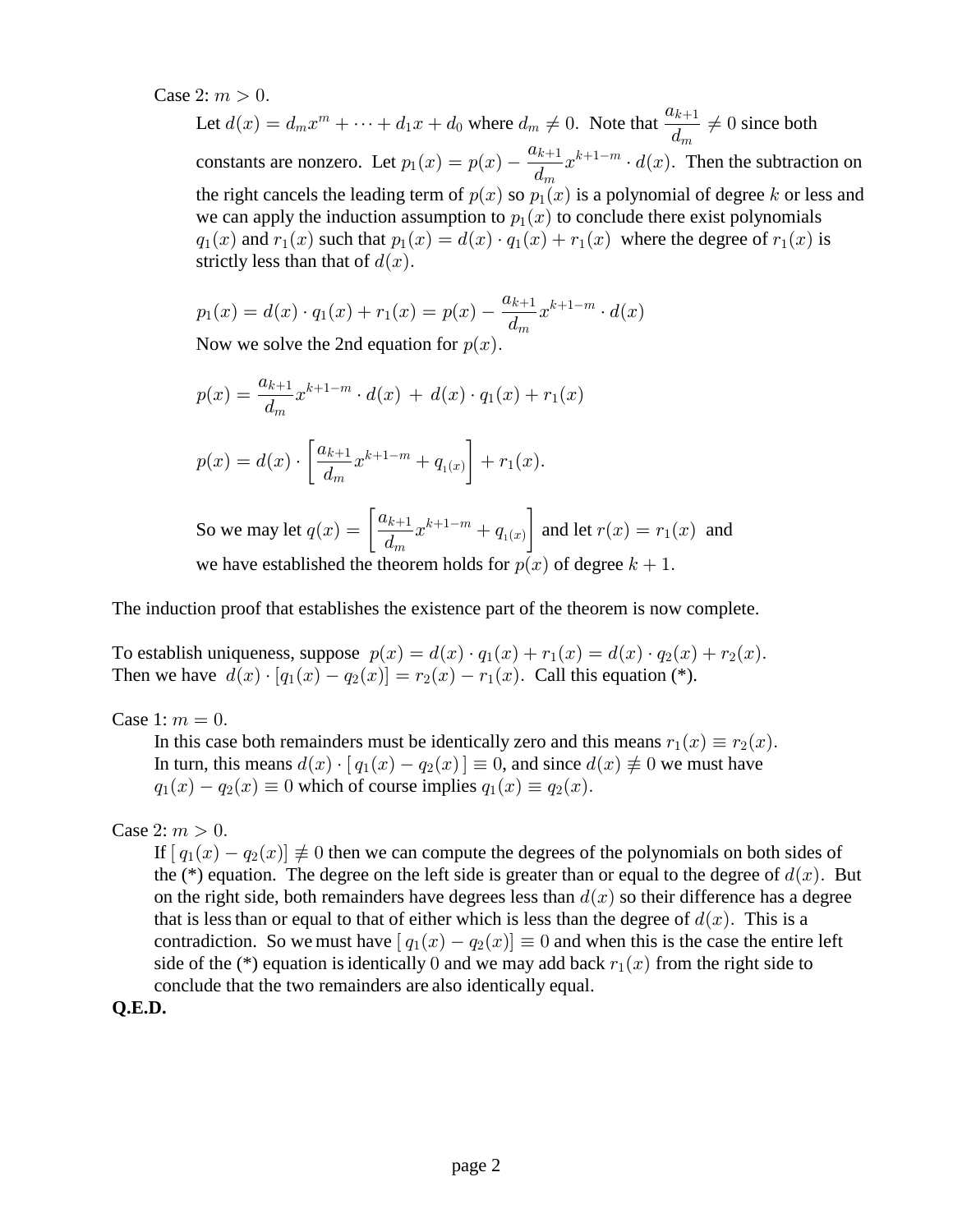Case 2: $m > 0$.

Let $d(x) = d_m x^m + \cdots + d_1 x + d_0$ where $d_m \neq 0$. Note that $\dfrac{a_{k+1}}{d_m} \neq 0$ since both constants are nonzero. Let $p_1(x) = p(x) - \dfrac{a_{k+1}}{d_m} x^{k+1-m} \cdot d(x)$. Then the subtraction on the right cancels the leading term of $p(x)$ so $p_1(x)$ is a polynomial of degree $k$ or less and we can apply the induction assumption to $p_1(x)$ to conclude there exist polynomials $q_1(x)$ and $r_1(x)$ such that $p_1(x) = d(x) \cdot q_1(x) + r_1(x)$ where the degree of $r_1(x)$ is strictly less than that of $d(x)$.

$$p_1(x) = d(x) \cdot q_1(x) + r_1(x) = p(x) - \frac{a_{k+1}}{d_m} x^{k+1-m} \cdot d(x)$$

Now we solve the 2nd equation for $p(x)$.

$$p(x) = \frac{a_{k+1}}{d_m} x^{k+1-m} \cdot d(x) \ + \ d(x) \cdot q_1(x) + r_1(x)$$

$$p(x) = d(x) \cdot \left[ \frac{a_{k+1}}{d_m} x^{k+1-m} + q_{1(x)} \right] + r_1(x).$$

So we may let $q(x) = \left[ \dfrac{a_{k+1}}{d_m} x^{k+1-m} + q_{1(x)} \right]$ and let $r(x) = r_1(x)$ and we have established the theorem holds for $p(x)$ of degree $k+1$.

The induction proof that establishes the existence part of the theorem is now complete.

To establish uniqueness, suppose $p(x) = d(x) \cdot q_1(x) + r_1(x) = d(x) \cdot q_2(x) + r_2(x)$.
Then we have $d(x) \cdot [q_1(x) - q_2(x)] = r_2(x) - r_1(x)$. Call this equation (*).

Case 1: $m = 0$.

In this case both remainders must be identically zero and this means $r_1(x) \equiv r_2(x)$. In turn, this means $d(x) \cdot [\, q_1(x) - q_2(x) \,] \equiv 0$, and since $d(x) \not\equiv 0$ we must have $q_1(x) - q_2(x) \equiv 0$ which of course implies $q_1(x) \equiv q_2(x)$.

Case 2: $m > 0$.

If $[\, q_1(x) - q_2(x)] \not\equiv 0$ then we can compute the degrees of the polynomials on both sides of the (*) equation. The degree on the left side is greater than or equal to the degree of $d(x)$. But on the right side, both remainders have degrees less than $d(x)$ so their difference has a degree that is less than or equal to that of either which is less than the degree of $d(x)$. This is a contradiction. So we must have $[\, q_1(x) - q_2(x)] \equiv 0$ and when this is the case the entire left side of the (*) equation is identically $0$ and we may add back $r_1(x)$ from the right side to conclude that the two remainders are also identically equal.

**Q.E.D.**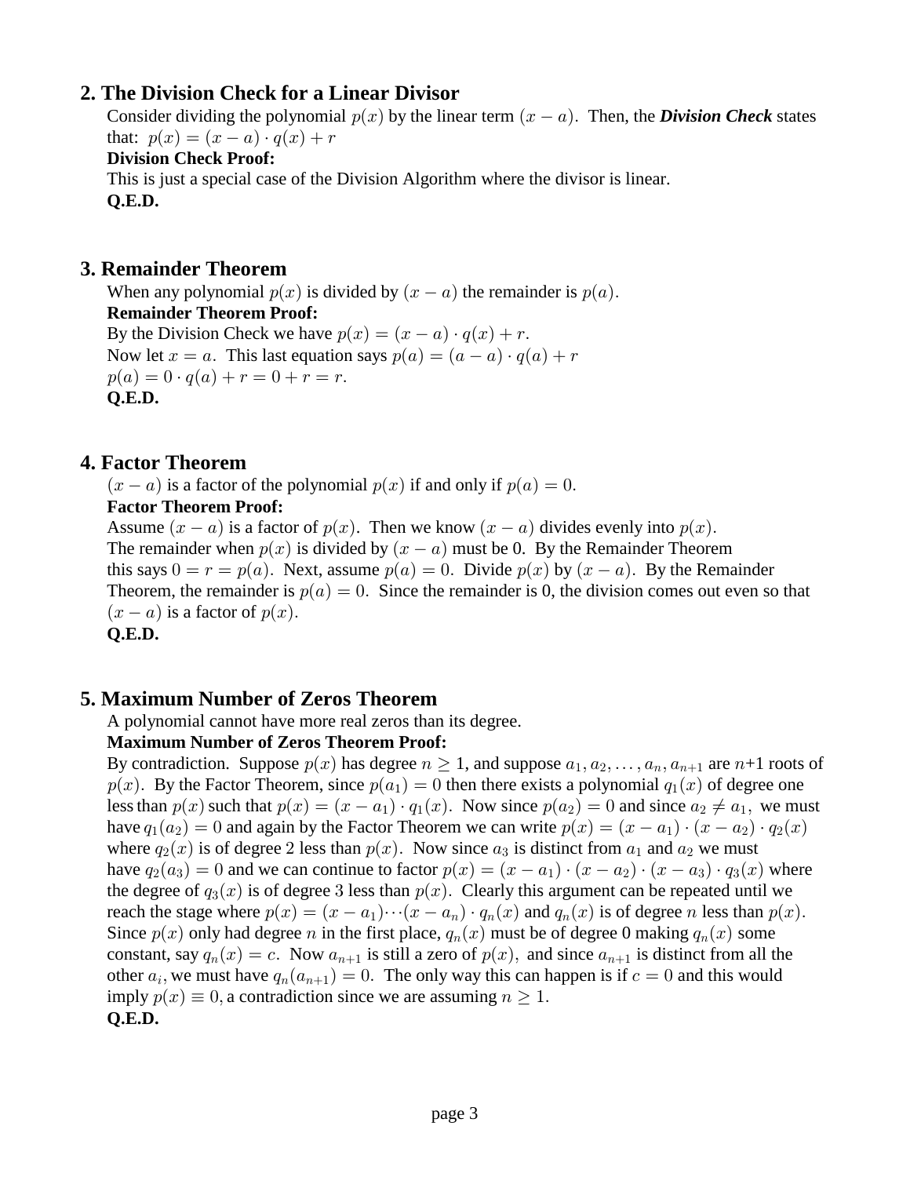## 2. The Division Check for a Linear Divisor

Consider dividing the polynomial $p(x)$ by the linear term $(x - a)$. Then, the ***Division Check*** states that: $p(x) = (x - a) \cdot q(x) + r$

**Division Check Proof:**

This is just a special case of the Division Algorithm where the divisor is linear.

**Q.E.D.**

## 3. Remainder Theorem

When any polynomial $p(x)$ is divided by $(x - a)$ the remainder is $p(a)$.

**Remainder Theorem Proof:**

By the Division Check we have $p(x) = (x - a) \cdot q(x) + r$.
Now let $x = a$. This last equation says $p(a) = (a - a) \cdot q(a) + r$
$p(a) = 0 \cdot q(a) + r = 0 + r = r$.

**Q.E.D.**

## 4. Factor Theorem

$(x - a)$ is a factor of the polynomial $p(x)$ if and only if $p(a) = 0$.

**Factor Theorem Proof:**

Assume $(x - a)$ is a factor of $p(x)$. Then we know $(x - a)$ divides evenly into $p(x)$. The remainder when $p(x)$ is divided by $(x - a)$ must be 0. By the Remainder Theorem this says $0 = r = p(a)$. Next, assume $p(a) = 0$. Divide $p(x)$ by $(x - a)$. By the Remainder Theorem, the remainder is $p(a) = 0$. Since the remainder is 0, the division comes out even so that $(x - a)$ is a factor of $p(x)$.

**Q.E.D.**

## 5. Maximum Number of Zeros Theorem

A polynomial cannot have more real zeros than its degree.

**Maximum Number of Zeros Theorem Proof:**

By contradiction. Suppose $p(x)$ has degree $n \geq 1$, and suppose $a_1, a_2, \ldots, a_n, a_{n+1}$ are $n$+1 roots of $p(x)$. By the Factor Theorem, since $p(a_1) = 0$ then there exists a polynomial $q_1(x)$ of degree one less than $p(x)$ such that $p(x) = (x - a_1) \cdot q_1(x)$. Now since $p(a_2) = 0$ and since $a_2 \neq a_1$, we must have $q_1(a_2) = 0$ and again by the Factor Theorem we can write $p(x) = (x - a_1) \cdot (x - a_2) \cdot q_2(x)$ where $q_2(x)$ is of degree 2 less than $p(x)$. Now since $a_3$ is distinct from $a_1$ and $a_2$ we must have $q_2(a_3) = 0$ and we can continue to factor $p(x) = (x - a_1) \cdot (x - a_2) \cdot (x - a_3) \cdot q_3(x)$ where the degree of $q_3(x)$ is of degree 3 less than $p(x)$. Clearly this argument can be repeated until we reach the stage where $p(x) = (x - a_1) \cdots (x - a_n) \cdot q_n(x)$ and $q_n(x)$ is of degree $n$ less than $p(x)$. Since $p(x)$ only had degree $n$ in the first place, $q_n(x)$ must be of degree 0 making $q_n(x)$ some constant, say $q_n(x) = c$. Now $a_{n+1}$ is still a zero of $p(x)$, and since $a_{n+1}$ is distinct from all the other $a_i$, we must have $q_n(a_{n+1}) = 0$. The only way this can happen is if $c = 0$ and this would imply $p(x) \equiv 0$, a contradiction since we are assuming $n \geq 1$.

**Q.E.D.**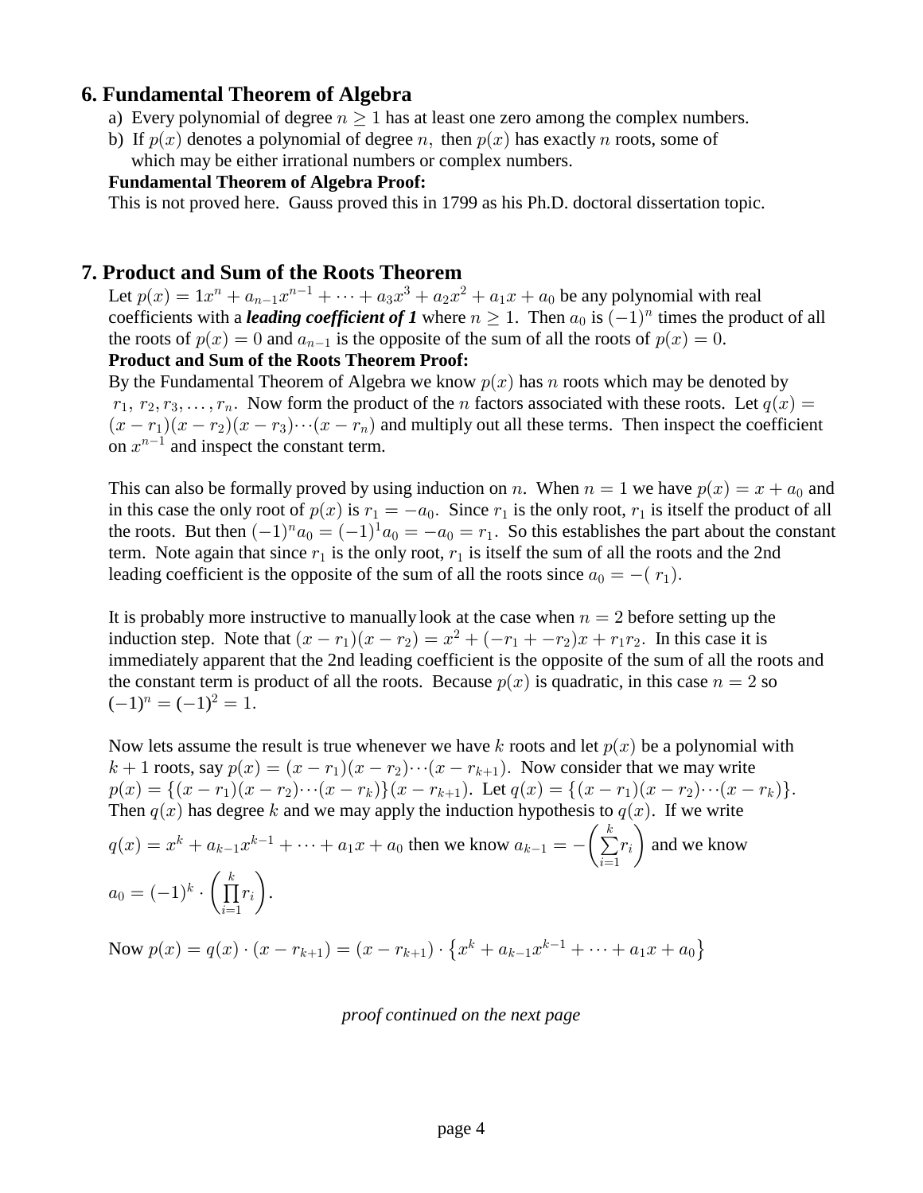## 6. Fundamental Theorem of Algebra

a) Every polynomial of degree $n \geq 1$ has at least one zero among the complex numbers.

b) If $p(x)$ denotes a polynomial of degree $n,$ then $p(x)$ has exactly $n$ roots, some of which may be either irrational numbers or complex numbers.

**Fundamental Theorem of Algebra Proof:**

This is not proved here. Gauss proved this in 1799 as his Ph.D. doctoral dissertation topic.

## 7. Product and Sum of the Roots Theorem

Let $p(x) = 1x^n + a_{n-1}x^{n-1} + \cdots + a_3x^3 + a_2x^2 + a_1x + a_0$ be any polynomial with real coefficients with a ***leading coefficient of 1*** where $n \geq 1$. Then $a_0$ is $(-1)^n$ times the product of all the roots of $p(x) = 0$ and $a_{n-1}$ is the opposite of the sum of all the roots of $p(x) = 0$.

**Product and Sum of the Roots Theorem Proof:**

By the Fundamental Theorem of Algebra we know $p(x)$ has $n$ roots which may be denoted by $r_1,\ r_2, r_3, \ldots, r_n$. Now form the product of the $n$ factors associated with these roots. Let $q(x) = (x - r_1)(x - r_2)(x - r_3)\cdots(x - r_n)$ and multiply out all these terms. Then inspect the coefficient on $x^{n-1}$ and inspect the constant term.

This can also be formally proved by using induction on $n$. When $n = 1$ we have $p(x) = x + a_0$ and in this case the only root of $p(x)$ is $r_1 = -a_0$. Since $r_1$ is the only root, $r_1$ is itself the product of all the roots. But then $(-1)^n a_0 = (-1)^1 a_0 = -a_0 = r_1$. So this establishes the part about the constant term. Note again that since $r_1$ is the only root, $r_1$ is itself the sum of all the roots and the 2nd leading coefficient is the opposite of the sum of all the roots since $a_0 = -(\ r_1)$.

It is probably more instructive to manually look at the case when $n = 2$ before setting up the induction step. Note that $(x - r_1)(x - r_2) = x^2 + (-r_1 + -r_2)x + r_1r_2$. In this case it is immediately apparent that the 2nd leading coefficient is the opposite of the sum of all the roots and the constant term is product of all the roots. Because $p(x)$ is quadratic, in this case $n = 2$ so $(-1)^n = (-1)^2 = 1$.

Now lets assume the result is true whenever we have $k$ roots and let $p(x)$ be a polynomial with $k+1$ roots, say $p(x) = (x - r_1)(x - r_2)\cdots(x - r_{k+1})$. Now consider that we may write $p(x) = \{(x - r_1)(x - r_2)\cdots(x - r_k)\}(x - r_{k+1})$. Let $q(x) = \{(x - r_1)(x - r_2)\cdots(x - r_k)\}$. Then $q(x)$ has degree $k$ and we may apply the induction hypothesis to $q(x)$. If we write $q(x) = x^k + a_{k-1}x^{k-1} + \cdots + a_1x + a_0$ then we know $a_{k-1} = -\left(\sum_{i=1}^{k} r_i\right)$ and we know $a_0 = (-1)^k \cdot \left(\prod_{i=1}^{k} r_i\right)$.

Now $p(x) = q(x) \cdot (x - r_{k+1}) = (x - r_{k+1}) \cdot \left\{x^k + a_{k-1}x^{k-1} + \cdots + a_1x + a_0\right\}$

*proof continued on the next page*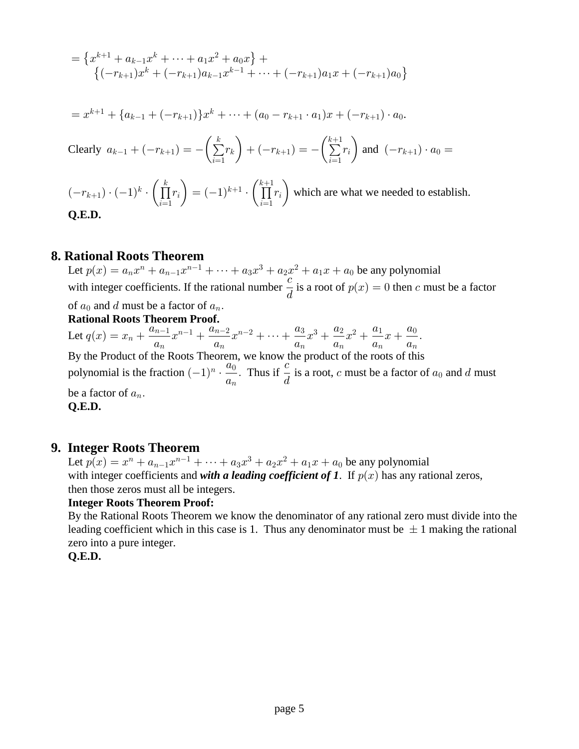$$= \left\{x^{k+1} + a_{k-1}x^k + \cdots + a_1x^2 + a_0x\right\} + \left\{(-r_{k+1})x^k + (-r_{k+1})a_{k-1}x^{k-1} + \cdots + (-r_{k+1})a_1x + (-r_{k+1})a_0\right\}$$

$$= x^{k+1} + \{a_{k-1} + (-r_{k+1})\}x^k + \cdots + (a_0 - r_{k+1} \cdot a_1)x + (-r_{k+1}) \cdot a_0.$$

Clearly $a_{k-1} + (-r_{k+1}) = -\left(\sum_{i=1}^{k} r_k\right) + (-r_{k+1}) = -\left(\sum_{i=1}^{k+1} r_i\right)$ and $(-r_{k+1}) \cdot a_0 =$

$(-r_{k+1}) \cdot (-1)^k \cdot \left(\prod_{i=1}^{k} r_i\right) = (-1)^{k+1} \cdot \left(\prod_{i=1}^{k+1} r_i\right)$ which are what we needed to establish.

**Q.E.D.**

## 8. Rational Roots Theorem

Let $p(x) = a_nx^n + a_{n-1}x^{n-1} + \cdots + a_3x^3 + a_2x^2 + a_1x + a_0$ be any polynomial with integer coefficients. If the rational number $\frac{c}{d}$ is a root of $p(x) = 0$ then $c$ must be a factor of $a_0$ and $d$ must be a factor of $a_n$.

**Rational Roots Theorem Proof.**

Let $q(x) = x_n + \frac{a_{n-1}}{a_n}x^{n-1} + \frac{a_{n-2}}{a_n}x^{n-2} + \cdots + \frac{a_3}{a_n}x^3 + \frac{a_2}{a_n}x^2 + \frac{a_1}{a_n}x + \frac{a_0}{a_n}$.

By the Product of the Roots Theorem, we know the product of the roots of this polynomial is the fraction $(-1)^n \cdot \frac{a_0}{a_n}$. Thus if $\frac{c}{d}$ is a root, $c$ must be a factor of $a_0$ and $d$ must be a factor of $a_n$.

**Q.E.D.**

## 9. Integer Roots Theorem

Let $p(x) = x^n + a_{n-1}x^{n-1} + \cdots + a_3x^3 + a_2x^2 + a_1x + a_0$ be any polynomial with integer coefficients and ***with a leading coefficient of 1***. If $p(x)$ has any rational zeros, then those zeros must all be integers.

**Integer Roots Theorem Proof:**

By the Rational Roots Theorem we know the denominator of any rational zero must divide into the leading coefficient which in this case is 1. Thus any denominator must be $\pm 1$ making the rational zero into a pure integer.

**Q.E.D.**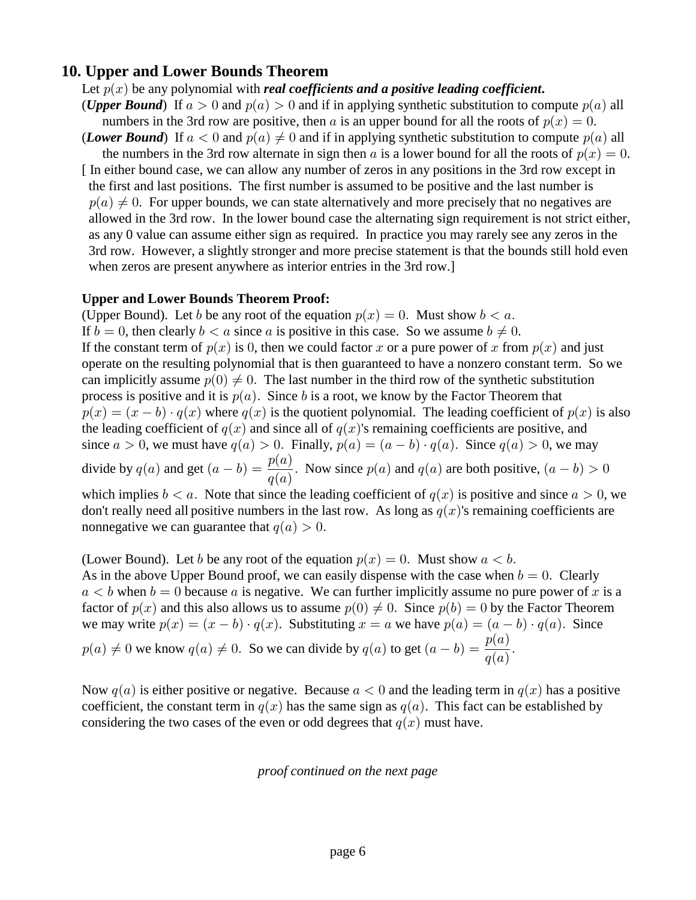## 10. Upper and Lower Bounds Theorem

Let $p(x)$ be any polynomial with ***real coefficients and a positive leading coefficient.***

(***Upper Bound***) If $a > 0$ and $p(a) > 0$ and if in applying synthetic substitution to compute $p(a)$ all numbers in the 3rd row are positive, then $a$ is an upper bound for all the roots of $p(x) = 0$.

(***Lower Bound***) If $a < 0$ and $p(a) \neq 0$ and if in applying synthetic substitution to compute $p(a)$ all the numbers in the 3rd row alternate in sign then $a$ is a lower bound for all the roots of $p(x) = 0$.

[ In either bound case, we can allow any number of zeros in any positions in the 3rd row except in the first and last positions. The first number is assumed to be positive and the last number is $p(a) \neq 0$. For upper bounds, we can state alternatively and more precisely that no negatives are allowed in the 3rd row. In the lower bound case the alternating sign requirement is not strict either, as any 0 value can assume either sign as required. In practice you may rarely see any zeros in the 3rd row. However, a slightly stronger and more precise statement is that the bounds still hold even when zeros are present anywhere as interior entries in the 3rd row.]

**Upper and Lower Bounds Theorem Proof:**

(Upper Bound). Let $b$ be any root of the equation $p(x) = 0$. Must show $b < a$.
If $b = 0$, then clearly $b < a$ since $a$ is positive in this case. So we assume $b \neq 0$.
If the constant term of $p(x)$ is 0, then we could factor $x$ or a pure power of $x$ from $p(x)$ and just operate on the resulting polynomial that is then guaranteed to have a nonzero constant term. So we can implicitly assume $p(0) \neq 0$. The last number in the third row of the synthetic substitution process is positive and it is $p(a)$. Since $b$ is a root, we know by the Factor Theorem that $p(x) = (x - b) \cdot q(x)$ where $q(x)$ is the quotient polynomial. The leading coefficient of $p(x)$ is also the leading coefficient of $q(x)$ and since all of $q(x)$'s remaining coefficients are positive, and since $a > 0$, we must have $q(a) > 0$. Finally, $p(a) = (a - b) \cdot q(a)$. Since $q(a) > 0$, we may divide by $q(a)$ and get $(a - b) = \dfrac{p(a)}{q(a)}$. Now since $p(a)$ and $q(a)$ are both positive, $(a - b) > 0$ which implies $b < a$. Note that since the leading coefficient of $q(x)$ is positive and since $a > 0$, we don't really need all positive numbers in the last row. As long as $q(x)$'s remaining coefficients are nonnegative we can guarantee that $q(a) > 0$.

(Lower Bound). Let $b$ be any root of the equation $p(x) = 0$. Must show $a < b$.
As in the above Upper Bound proof, we can easily dispense with the case when $b = 0$. Clearly $a < b$ when $b = 0$ because $a$ is negative. We can further implicitly assume no pure power of $x$ is a factor of $p(x)$ and this also allows us to assume $p(0) \neq 0$. Since $p(b) = 0$ by the Factor Theorem we may write $p(x) = (x - b) \cdot q(x)$. Substituting $x = a$ we have $p(a) = (a - b) \cdot q(a)$. Since $p(a) \neq 0$ we know $q(a) \neq 0$. So we can divide by $q(a)$ to get $(a - b) = \dfrac{p(a)}{q(a)}$.

Now $q(a)$ is either positive or negative. Because $a < 0$ and the leading term in $q(x)$ has a positive coefficient, the constant term in $q(x)$ has the same sign as $q(a)$. This fact can be established by considering the two cases of the even or odd degrees that $q(x)$ must have.

*proof continued on the next page*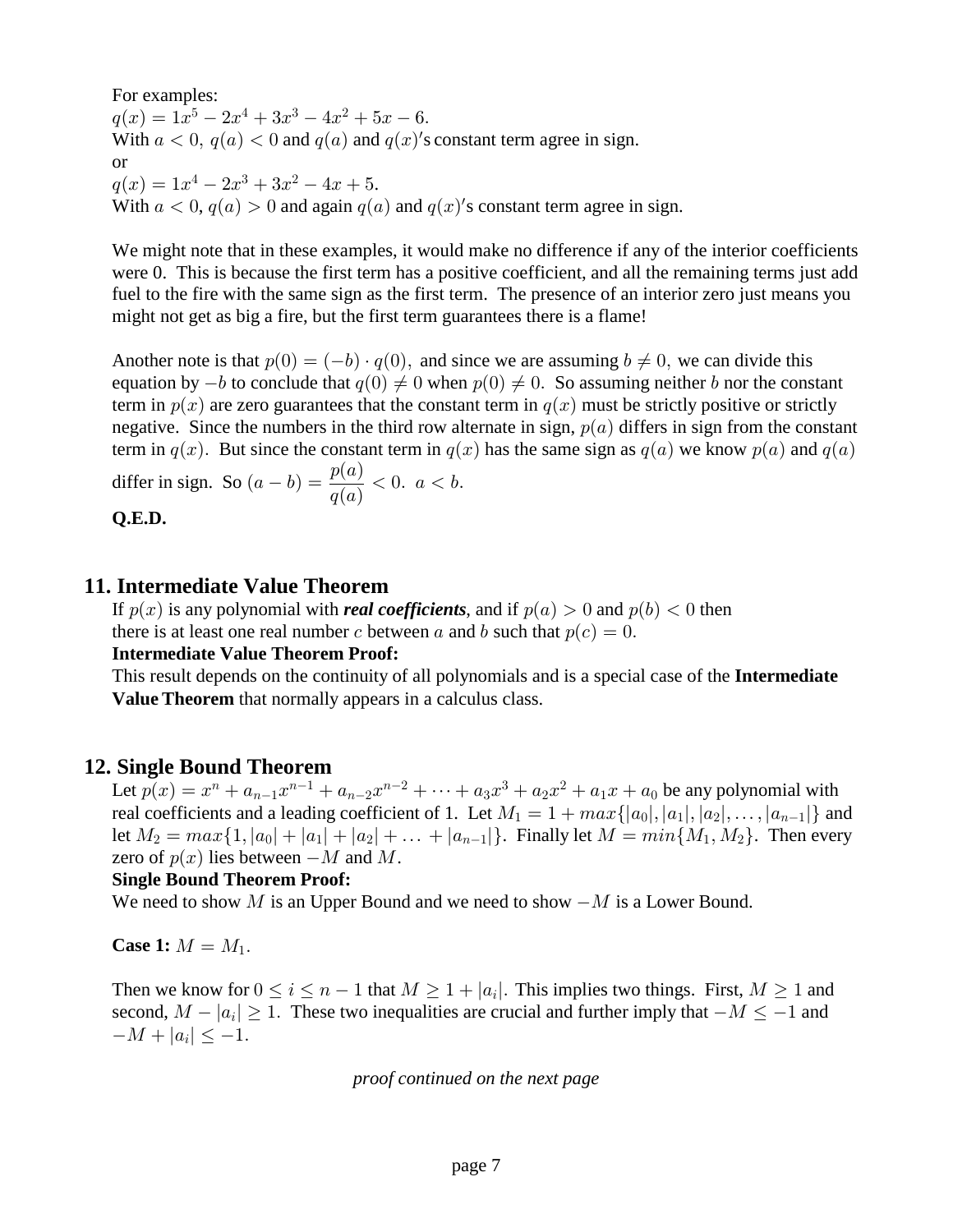For examples:
$q(x) = 1x^5 - 2x^4 + 3x^3 - 4x^2 + 5x - 6.$
With $a < 0,\ q(a) < 0$ and $q(a)$ and $q(x)$'s constant term agree in sign.
or
$q(x) = 1x^4 - 2x^3 + 3x^2 - 4x + 5.$
With $a < 0,\ q(a) > 0$ and again $q(a)$ and $q(x)$'s constant term agree in sign.

We might note that in these examples, it would make no difference if any of the interior coefficients were 0. This is because the first term has a positive coefficient, and all the remaining terms just add fuel to the fire with the same sign as the first term. The presence of an interior zero just means you might not get as big a fire, but the first term guarantees there is a flame!

Another note is that $p(0) = (-b) \cdot q(0),$ and since we are assuming $b \neq 0,$ we can divide this equation by $-b$ to conclude that $q(0) \neq 0$ when $p(0) \neq 0.$ So assuming neither $b$ nor the constant term in $p(x)$ are zero guarantees that the constant term in $q(x)$ must be strictly positive or strictly negative. Since the numbers in the third row alternate in sign, $p(a)$ differs in sign from the constant term in $q(x)$. But since the constant term in $q(x)$ has the same sign as $q(a)$ we know $p(a)$ and $q(a)$ differ in sign. So $(a - b) = \dfrac{p(a)}{q(a)} < 0.\ a < b.$

**Q.E.D.**

## 11. Intermediate Value Theorem

If $p(x)$ is any polynomial with ***real coefficients***, and if $p(a) > 0$ and $p(b) < 0$ then there is at least one real number $c$ between $a$ and $b$ such that $p(c) = 0.$

**Intermediate Value Theorem Proof:**

This result depends on the continuity of all polynomials and is a special case of the **Intermediate Value Theorem** that normally appears in a calculus class.

## 12. Single Bound Theorem

Let $p(x) = x^n + a_{n-1}x^{n-1} + a_{n-2}x^{n-2} + \cdots + a_3x^3 + a_2x^2 + a_1x + a_0$ be any polynomial with real coefficients and a leading coefficient of 1. Let $M_1 = 1 + max\{|a_0|, |a_1|, |a_2|, \ldots, |a_{n-1}|\}$ and let $M_2 = max\{1, |a_0| + |a_1| + |a_2| + \ldots + |a_{n-1}|\}$. Finally let $M = min\{M_1, M_2\}$. Then every zero of $p(x)$ lies between $-M$ and $M$.

**Single Bound Theorem Proof:**

We need to show $M$ is an Upper Bound and we need to show $-M$ is a Lower Bound.

**Case 1:** $M = M_1$.

Then we know for $0 \leq i \leq n-1$ that $M \geq 1 + |a_i|$. This implies two things. First, $M \geq 1$ and second, $M - |a_i| \geq 1$. These two inequalities are crucial and further imply that $-M \leq -1$ and $-M + |a_i| \leq -1$.

*proof continued on the next page*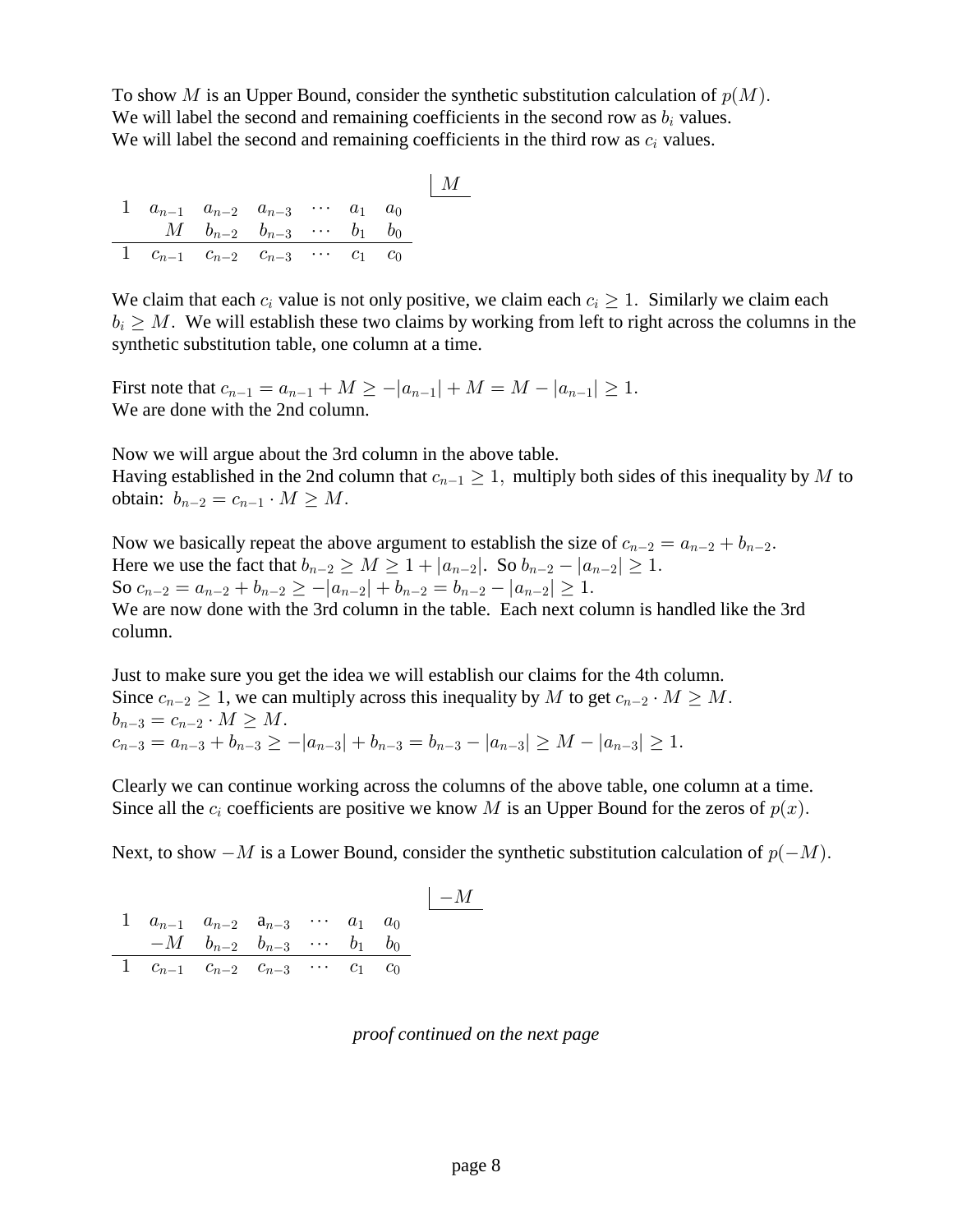To show $M$ is an Upper Bound, consider the synthetic substitution calculation of $p(M)$.
We will label the second and remaining coefficients in the second row as $b_i$ values.
We will label the second and remaining coefficients in the third row as $c_i$ values.

$$
\begin{array}{ccccccc|l}
 & & & & & & & \underline{M} \\
1 & a_{n-1} & a_{n-2} & a_{n-3} & \cdots & a_1 & a_0 & \\
 & M & b_{n-2} & b_{n-3} & \cdots & b_1 & b_0 & \\
\hline
1 & c_{n-1} & c_{n-2} & c_{n-3} & \cdots & c_1 & c_0 &
\end{array}
$$

We claim that each $c_i$ value is not only positive, we claim each $c_i \geq 1$. Similarly we claim each $b_i \geq M$. We will establish these two claims by working from left to right across the columns in the synthetic substitution table, one column at a time.

First note that $c_{n-1} = a_{n-1} + M \geq -|a_{n-1}| + M = M - |a_{n-1}| \geq 1$.
We are done with the 2nd column.

Now we will argue about the 3rd column in the above table.
Having established in the 2nd column that $c_{n-1} \geq 1$, multiply both sides of this inequality by $M$ to obtain: $b_{n-2} = c_{n-1} \cdot M \geq M$.

Now we basically repeat the above argument to establish the size of $c_{n-2} = a_{n-2} + b_{n-2}$.
Here we use the fact that $b_{n-2} \geq M \geq 1 + |a_{n-2}|$. So $b_{n-2} - |a_{n-2}| \geq 1$.
So $c_{n-2} = a_{n-2} + b_{n-2} \geq -|a_{n-2}| + b_{n-2} = b_{n-2} - |a_{n-2}| \geq 1$.
We are now done with the 3rd column in the table. Each next column is handled like the 3rd column.

Just to make sure you get the idea we will establish our claims for the 4th column.
Since $c_{n-2} \geq 1$, we can multiply across this inequality by $M$ to get $c_{n-2} \cdot M \geq M$.
$b_{n-3} = c_{n-2} \cdot M \geq M$.
$c_{n-3} = a_{n-3} + b_{n-3} \geq -|a_{n-3}| + b_{n-3} = b_{n-3} - |a_{n-3}| \geq M - |a_{n-3}| \geq 1$.

Clearly we can continue working across the columns of the above table, one column at a time.
Since all the $c_i$ coefficients are positive we know $M$ is an Upper Bound for the zeros of $p(x)$.

Next, to show $-M$ is a Lower Bound, consider the synthetic substitution calculation of $p(-M)$.

$$
\begin{array}{ccccccc|l}
 & & & & & & & \underline{-M} \\
1 & a_{n-1} & a_{n-2} & a_{n-3} & \cdots & a_1 & a_0 & \\
 & -M & b_{n-2} & b_{n-3} & \cdots & b_1 & b_0 & \\
\hline
1 & c_{n-1} & c_{n-2} & c_{n-3} & \cdots & c_1 & c_0 &
\end{array}
$$

*proof continued on the next page*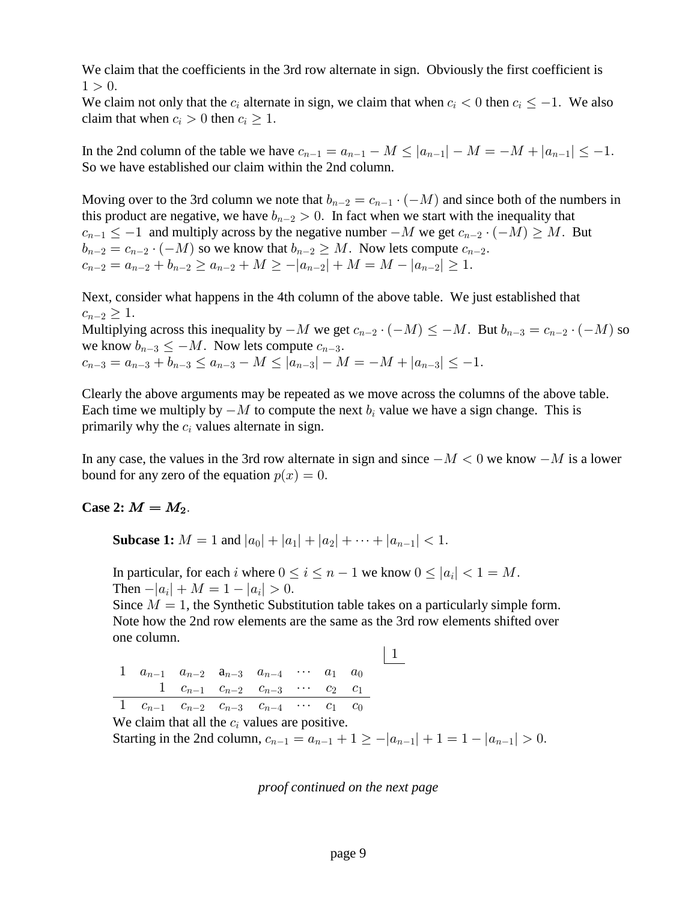We claim that the coefficients in the 3rd row alternate in sign. Obviously the first coefficient is $1 > 0$.
We claim not only that the $c_i$ alternate in sign, we claim that when $c_i < 0$ then $c_i \leq -1$. We also claim that when $c_i > 0$ then $c_i \geq 1$.

In the 2nd column of the table we have $c_{n-1} = a_{n-1} - M \leq |a_{n-1}| - M = -M + |a_{n-1}| \leq -1$.
So we have established our claim within the 2nd column.

Moving over to the 3rd column we note that $b_{n-2} = c_{n-1} \cdot (-M)$ and since both of the numbers in this product are negative, we have $b_{n-2} > 0$. In fact when we start with the inequality that $c_{n-1} \leq -1$ and multiply across by the negative number $-M$ we get $c_{n-2} \cdot (-M) \geq M$. But $b_{n-2} = c_{n-2} \cdot (-M)$ so we know that $b_{n-2} \geq M$. Now lets compute $c_{n-2}$.
$c_{n-2} = a_{n-2} + b_{n-2} \geq a_{n-2} + M \geq -|a_{n-2}| + M = M - |a_{n-2}| \geq 1$.

Next, consider what happens in the 4th column of the above table. We just established that $c_{n-2} \geq 1$.
Multiplying across this inequality by $-M$ we get $c_{n-2} \cdot (-M) \leq -M$. But $b_{n-3} = c_{n-2} \cdot (-M)$ so we know $b_{n-3} \leq -M$. Now lets compute $c_{n-3}$.
$c_{n-3} = a_{n-3} + b_{n-3} \leq a_{n-3} - M \leq |a_{n-3}| - M = -M + |a_{n-3}| \leq -1$.

Clearly the above arguments may be repeated as we move across the columns of the above table. Each time we multiply by $-M$ to compute the next $b_i$ value we have a sign change. This is primarily why the $c_i$ values alternate in sign.

In any case, the values in the 3rd row alternate in sign and since $-M < 0$ we know $-M$ is a lower bound for any zero of the equation $p(x) = 0$.

**Case 2: $M = M_2$.**

**Subcase 1:** $M = 1$ and $|a_0| + |a_1| + |a_2| + \cdots + |a_{n-1}| < 1$.

In particular, for each $i$ where $0 \leq i \leq n-1$ we know $0 \leq |a_i| < 1 = M$.
Then $-|a_i| + M = 1 - |a_i| > 0$.
Since $M = 1$, the Synthetic Substitution table takes on a particularly simple form. Note how the 2nd row elements are the same as the 3rd row elements shifted over one column.

| | | | | | | | | 1 |
|---|---|---|---|---|---|---|---|---|
| $1$ | $a_{n-1}$ | $a_{n-2}$ | $a_{n-3}$ | $a_{n-4}$ | $\cdots$ | $a_1$ | $a_0$ | |
| | $1$ | $c_{n-1}$ | $c_{n-2}$ | $c_{n-3}$ | $\cdots$ | $c_2$ | $c_1$ | |
| $1$ | $c_{n-1}$ | $c_{n-2}$ | $c_{n-3}$ | $c_{n-4}$ | $\cdots$ | $c_1$ | $c_0$ | |

We claim that all the $c_i$ values are positive.
Starting in the 2nd column, $c_{n-1} = a_{n-1} + 1 \geq -|a_{n-1}| + 1 = 1 - |a_{n-1}| > 0$.

*proof continued on the next page*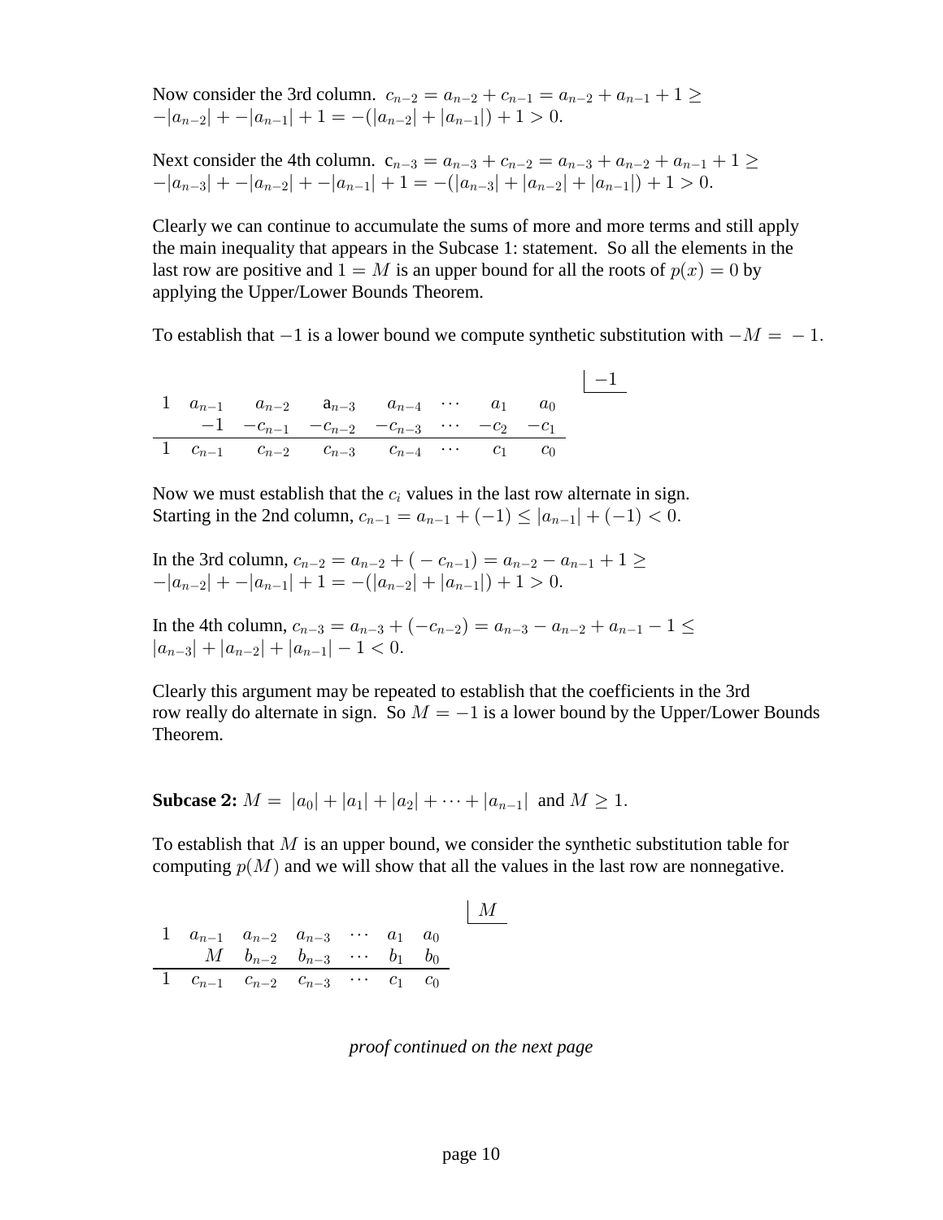Now consider the 3rd column. $c_{n-2} = a_{n-2} + c_{n-1} = a_{n-2} + a_{n-1} + 1 \geq -|a_{n-2}| + -|a_{n-1}| + 1 = -(|a_{n-2}| + |a_{n-1}|) + 1 > 0.$

Next consider the 4th column. $c_{n-3} = a_{n-3} + c_{n-2} = a_{n-3} + a_{n-2} + a_{n-1} + 1 \geq -|a_{n-3}| + -|a_{n-2}| + -|a_{n-1}| + 1 = -(|a_{n-3}| + |a_{n-2}| + |a_{n-1}|) + 1 > 0.$

Clearly we can continue to accumulate the sums of more and more terms and still apply the main inequality that appears in the Subcase 1: statement. So all the elements in the last row are positive and $1 = M$ is an upper bound for all the roots of $p(x) = 0$ by applying the Upper/Lower Bounds Theorem.

To establish that $-1$ is a lower bound we compute synthetic substitution with $-M = -1$.

$$
\begin{array}{cccccccc|c}
 & & & & & & & & -1 \\
1 & a_{n-1} & a_{n-2} & a_{n-3} & a_{n-4} & \cdots & a_1 & a_0 & \\
 & -1 & -c_{n-1} & -c_{n-2} & -c_{n-3} & \cdots & -c_2 & -c_1 & \\
\hline
1 & c_{n-1} & c_{n-2} & c_{n-3} & c_{n-4} & \cdots & c_1 & c_0 &
\end{array}
$$

Now we must establish that the $c_i$ values in the last row alternate in sign. Starting in the 2nd column, $c_{n-1} = a_{n-1} + (-1) \leq |a_{n-1}| + (-1) < 0.$

In the 3rd column, $c_{n-2} = a_{n-2} + (-c_{n-1}) = a_{n-2} - a_{n-1} + 1 \geq -|a_{n-2}| + -|a_{n-1}| + 1 = -(|a_{n-2}| + |a_{n-1}|) + 1 > 0.$

In the 4th column, $c_{n-3} = a_{n-3} + (-c_{n-2}) = a_{n-3} - a_{n-2} + a_{n-1} - 1 \leq |a_{n-3}| + |a_{n-2}| + |a_{n-1}| - 1 < 0.$

Clearly this argument may be repeated to establish that the coefficients in the 3rd row really do alternate in sign. So $M = -1$ is a lower bound by the Upper/Lower Bounds Theorem.

**Subcase 2:** $M = |a_0| + |a_1| + |a_2| + \cdots + |a_{n-1}|$ and $M \geq 1.$

To establish that $M$ is an upper bound, we consider the synthetic substitution table for computing $p(M)$ and we will show that all the values in the last row are nonnegative.

$$
\begin{array}{ccccccc|c}
 & & & & & & & M \\
1 & a_{n-1} & a_{n-2} & a_{n-3} & \cdots & a_1 & a_0 & \\
 & M & b_{n-2} & b_{n-3} & \cdots & b_1 & b_0 & \\
\hline
1 & c_{n-1} & c_{n-2} & c_{n-3} & \cdots & c_1 & c_0 &
\end{array}
$$

*proof continued on the next page*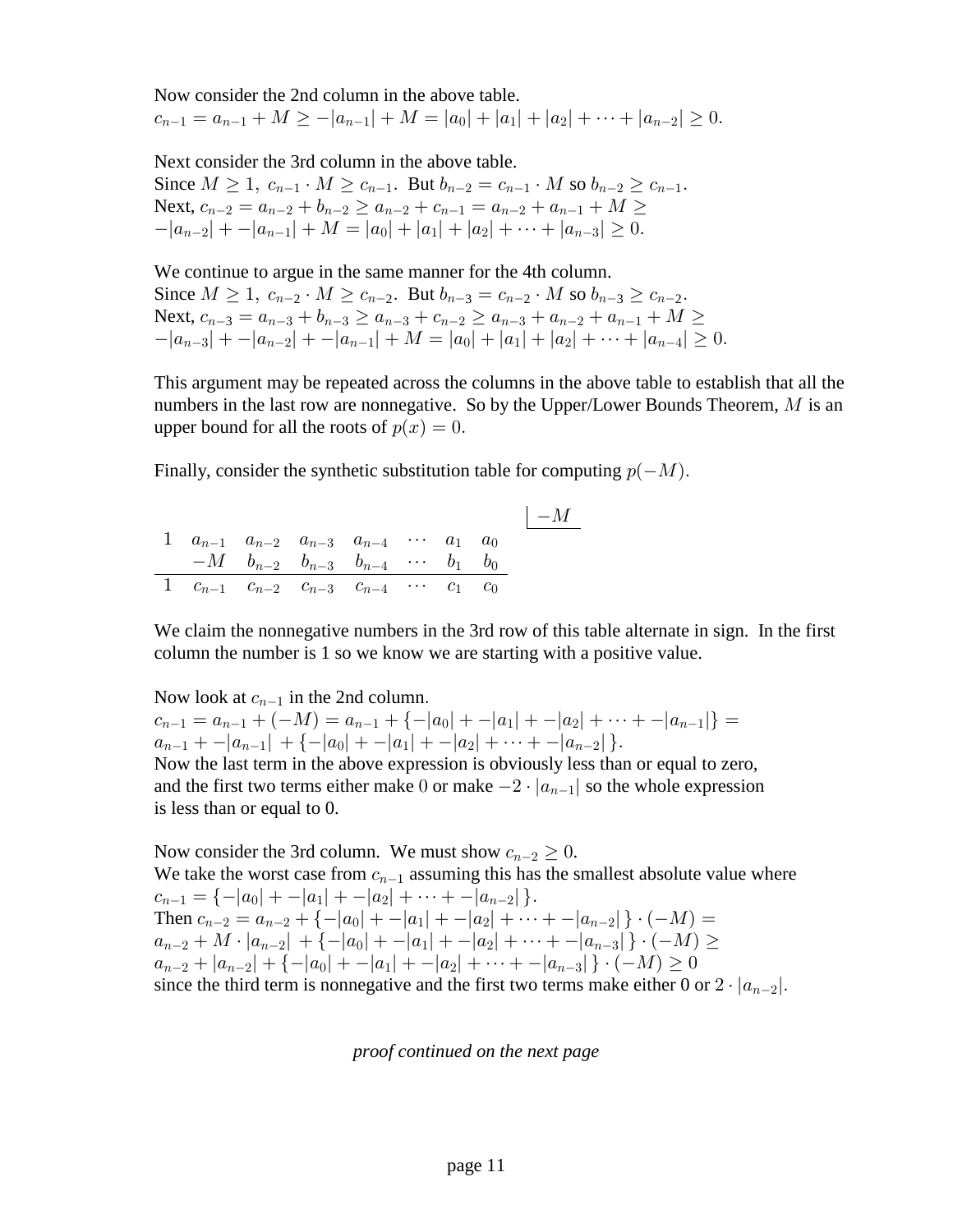Now consider the 2nd column in the above table.
$c_{n-1} = a_{n-1} + M \geq -|a_{n-1}| + M = |a_0| + |a_1| + |a_2| + \cdots + |a_{n-2}| \geq 0.$

Next consider the 3rd column in the above table.
Since $M \geq 1,\ c_{n-1} \cdot M \geq c_{n-1}$. But $b_{n-2} = c_{n-1} \cdot M$ so $b_{n-2} \geq c_{n-1}$.
Next, $c_{n-2} = a_{n-2} + b_{n-2} \geq a_{n-2} + c_{n-1} = a_{n-2} + a_{n-1} + M \geq$
$-|a_{n-2}| + -|a_{n-1}| + M = |a_0| + |a_1| + |a_2| + \cdots + |a_{n-3}| \geq 0.$

We continue to argue in the same manner for the 4th column.
Since $M \geq 1,\ c_{n-2} \cdot M \geq c_{n-2}$. But $b_{n-3} = c_{n-2} \cdot M$ so $b_{n-3} \geq c_{n-2}$.
Next, $c_{n-3} = a_{n-3} + b_{n-3} \geq a_{n-3} + c_{n-2} \geq a_{n-3} + a_{n-2} + a_{n-1} + M \geq$
$-|a_{n-3}| + -|a_{n-2}| + -|a_{n-1}| + M = |a_0| + |a_1| + |a_2| + \cdots + |a_{n-4}| \geq 0.$

This argument may be repeated across the columns in the above table to establish that all the numbers in the last row are nonnegative. So by the Upper/Lower Bounds Theorem, $M$ is an upper bound for all the roots of $p(x) = 0$.

Finally, consider the synthetic substitution table for computing $p(-M)$.

| | | | | | | | | |
|---|---|---|---|---|---|---|---|---|
| | | | | | | | | $-M$ |
| 1 | $a_{n-1}$ | $a_{n-2}$ | $a_{n-3}$ | $a_{n-4}$ | $\cdots$ | $a_1$ | $a_0$ | |
| | $-M$ | $b_{n-2}$ | $b_{n-3}$ | $b_{n-4}$ | $\cdots$ | $b_1$ | $b_0$ | |
| 1 | $c_{n-1}$ | $c_{n-2}$ | $c_{n-3}$ | $c_{n-4}$ | $\cdots$ | $c_1$ | $c_0$ | |

We claim the nonnegative numbers in the 3rd row of this table alternate in sign. In the first column the number is 1 so we know we are starting with a positive value.

Now look at $c_{n-1}$ in the 2nd column.
$c_{n-1} = a_{n-1} + (-M) = a_{n-1} + \{-|a_0| + -|a_1| + -|a_2| + \cdots + -|a_{n-1}|\} =$
$a_{n-1} + -|a_{n-1}| + \{-|a_0| + -|a_1| + -|a_2| + \cdots + -|a_{n-2}|\}$.
Now the last term in the above expression is obviously less than or equal to zero, and the first two terms either make $0$ or make $-2 \cdot |a_{n-1}|$ so the whole expression is less than or equal to 0.

Now consider the 3rd column. We must show $c_{n-2} \geq 0$.
We take the worst case from $c_{n-1}$ assuming this has the smallest absolute value where
$c_{n-1} = \{-|a_0| + -|a_1| + -|a_2| + \cdots + -|a_{n-2}|\}$.
Then $c_{n-2} = a_{n-2} + \{-|a_0| + -|a_1| + -|a_2| + \cdots + -|a_{n-2}|\} \cdot (-M) =$
$a_{n-2} + M \cdot |a_{n-2}| + \{-|a_0| + -|a_1| + -|a_2| + \cdots + -|a_{n-3}|\} \cdot (-M) \geq$
$a_{n-2} + |a_{n-2}| + \{-|a_0| + -|a_1| + -|a_2| + \cdots + -|a_{n-3}|\} \cdot (-M) \geq 0$
since the third term is nonnegative and the first two terms make either 0 or $2 \cdot |a_{n-2}|$.

*proof continued on the next page*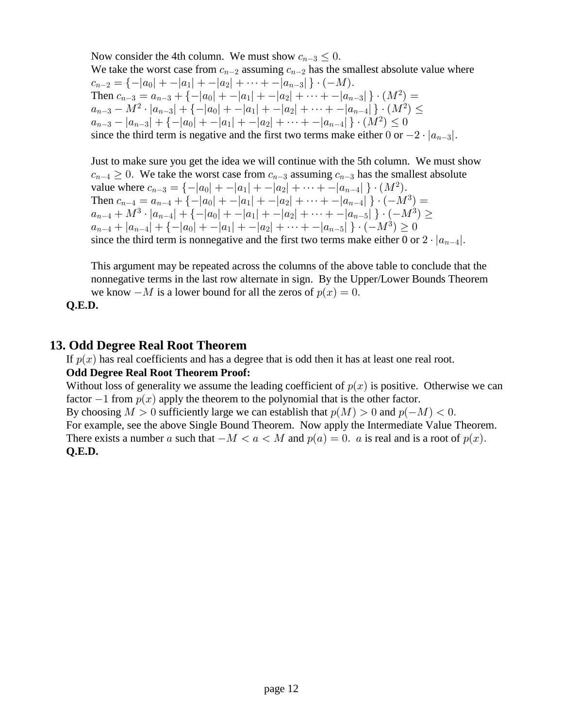Now consider the 4th column. We must show $c_{n-3} \leq 0$.
We take the worst case from $c_{n-2}$ assuming $c_{n-2}$ has the smallest absolute value where
$c_{n-2} = \{-|a_0| + -|a_1| + -|a_2| + \cdots + -|a_{n-3}|\} \cdot (-M)$.
Then $c_{n-3} = a_{n-3} + \{-|a_0| + -|a_1| + -|a_2| + \cdots + -|a_{n-3}|\} \cdot (M^2) =$
$a_{n-3} - M^2 \cdot |a_{n-3}| + \{-|a_0| + -|a_1| + -|a_2| + \cdots + -|a_{n-4}|\} \cdot (M^2) \leq$
$a_{n-3} - |a_{n-3}| + \{-|a_0| + -|a_1| + -|a_2| + \cdots + -|a_{n-4}|\} \cdot (M^2) \leq 0$
since the third term is negative and the first two terms make either $0$ or $-2 \cdot |a_{n-3}|$.

Just to make sure you get the idea we will continue with the 5th column. We must show $c_{n-4} \geq 0$. We take the worst case from $c_{n-3}$ assuming $c_{n-3}$ has the smallest absolute value where $c_{n-3} = \{-|a_0| + -|a_1| + -|a_2| + \cdots + -|a_{n-4}|\} \cdot (M^2)$.
Then $c_{n-4} = a_{n-4} + \{-|a_0| + -|a_1| + -|a_2| + \cdots + -|a_{n-4}|\} \cdot (-M^3) =$
$a_{n-4} + M^3 \cdot |a_{n-4}| + \{-|a_0| + -|a_1| + -|a_2| + \cdots + -|a_{n-5}|\} \cdot (-M^3) \geq$
$a_{n-4} + |a_{n-4}| + \{-|a_0| + -|a_1| + -|a_2| + \cdots + -|a_{n-5}|\} \cdot (-M^3) \geq 0$
since the third term is nonnegative and the first two terms make either 0 or $2 \cdot |a_{n-4}|$.

This argument may be repeated across the columns of the above table to conclude that the nonnegative terms in the last row alternate in sign. By the Upper/Lower Bounds Theorem we know $-M$ is a lower bound for all the zeros of $p(x) = 0$.

**Q.E.D.**

## 13. Odd Degree Real Root Theorem

If $p(x)$ has real coefficients and has a degree that is odd then it has at least one real root.

**Odd Degree Real Root Theorem Proof:**

Without loss of generality we assume the leading coefficient of $p(x)$ is positive. Otherwise we can factor $-1$ from $p(x)$ apply the theorem to the polynomial that is the other factor.
By choosing $M > 0$ sufficiently large we can establish that $p(M) > 0$ and $p(-M) < 0$.
For example, see the above Single Bound Theorem. Now apply the Intermediate Value Theorem.
There exists a number $a$ such that $-M < a < M$ and $p(a) = 0$. $a$ is real and is a root of $p(x)$.

**Q.E.D.**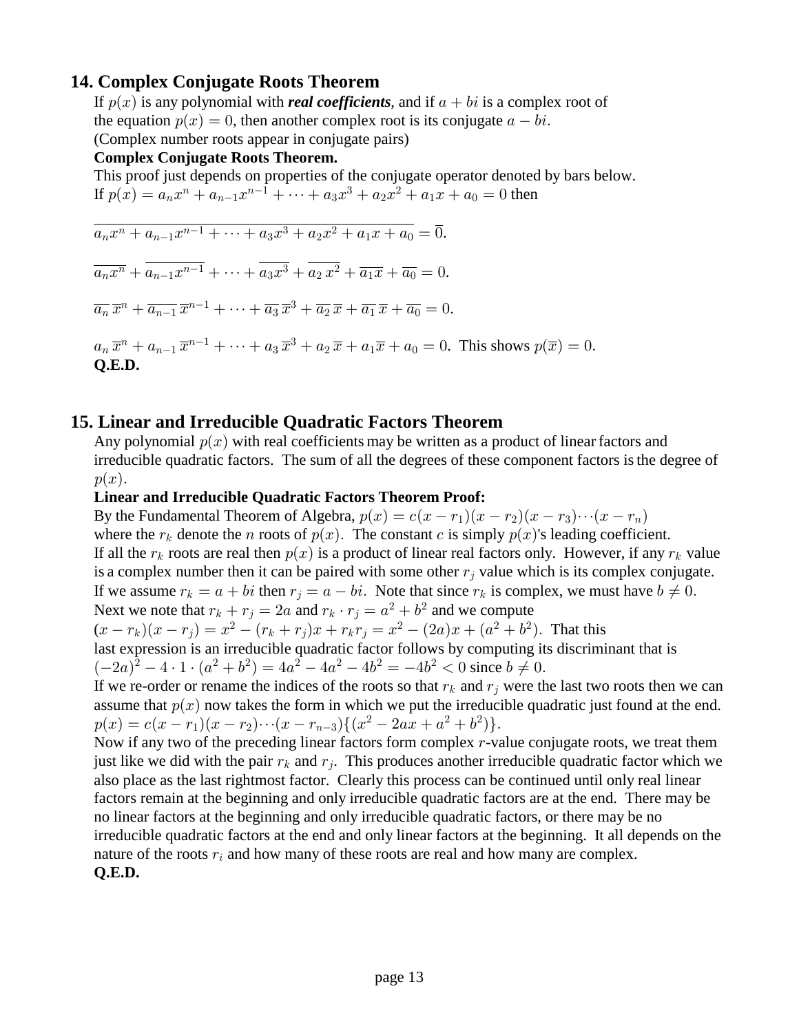## 14. Complex Conjugate Roots Theorem

If $p(x)$ is any polynomial with ***real coefficients***, and if $a + bi$ is a complex root of the equation $p(x) = 0$, then another complex root is its conjugate $a - bi$.
(Complex number roots appear in conjugate pairs)

**Complex Conjugate Roots Theorem.**

This proof just depends on properties of the conjugate operator denoted by bars below.
If $p(x) = a_n x^n + a_{n-1}x^{n-1} + \cdots + a_3x^3 + a_2x^2 + a_1x + a_0 = 0$ then

$$\overline{a_n x^n + a_{n-1}x^{n-1} + \cdots + a_3x^3 + a_2x^2 + a_1x + a_0} = \overline{0}.$$

$$\overline{a_n x^n} + \overline{a_{n-1}x^{n-1}} + \cdots + \overline{a_3x^3} + \overline{a_2\,x^2} + \overline{a_1x} + \overline{a_0} = 0.$$

$$\overline{a_n}\,\overline{x}^n + \overline{a_{n-1}}\,\overline{x}^{n-1} + \cdots + \overline{a_3}\,\overline{x}^3 + \overline{a_2}\,\overline{x} + \overline{a_1}\,\overline{x} + \overline{a_0} = 0.$$

$a_n\,\overline{x}^n + a_{n-1}\,\overline{x}^{n-1} + \cdots + a_3\,\overline{x}^3 + a_2\,\overline{x} + a_1\overline{x} + a_0 = 0.$ This shows $p(\overline{x}) = 0.$

**Q.E.D.**

## 15. Linear and Irreducible Quadratic Factors Theorem

Any polynomial $p(x)$ with real coefficients may be written as a product of linear factors and irreducible quadratic factors. The sum of all the degrees of these component factors is the degree of $p(x)$.

**Linear and Irreducible Quadratic Factors Theorem Proof:**

By the Fundamental Theorem of Algebra, $p(x) = c(x - r_1)(x - r_2)(x - r_3)\cdots(x - r_n)$ where the $r_k$ denote the $n$ roots of $p(x)$. The constant $c$ is simply $p(x)$'s leading coefficient.
If all the $r_k$ roots are real then $p(x)$ is a product of linear real factors only. However, if any $r_k$ value is a complex number then it can be paired with some other $r_j$ value which is its complex conjugate.
If we assume $r_k = a + bi$ then $r_j = a - bi$. Note that since $r_k$ is complex, we must have $b \neq 0$.
Next we note that $r_k + r_j = 2a$ and $r_k \cdot r_j = a^2 + b^2$ and we compute
$(x - r_k)(x - r_j) = x^2 - (r_k + r_j)x + r_k r_j = x^2 - (2a)x + (a^2 + b^2)$. That this last expression is an irreducible quadratic factor follows by computing its discriminant that is $(-2a)^2 - 4 \cdot 1 \cdot (a^2 + b^2) = 4a^2 - 4a^2 - 4b^2 = -4b^2 < 0$ since $b \neq 0$.
If we re-order or rename the indices of the roots so that $r_k$ and $r_j$ were the last two roots then we can assume that $p(x)$ now takes the form in which we put the irreducible quadratic just found at the end.
$p(x) = c(x - r_1)(x - r_2)\cdots(x - r_{n-3})\{(x^2 - 2ax + a^2 + b^2)\}$.
Now if any two of the preceding linear factors form complex $r$-value conjugate roots, we treat them just like we did with the pair $r_k$ and $r_j$. This produces another irreducible quadratic factor which we also place as the last rightmost factor. Clearly this process can be continued until only real linear factors remain at the beginning and only irreducible quadratic factors are at the end. There may be no linear factors at the beginning and only irreducible quadratic factors, or there may be no irreducible quadratic factors at the end and only linear factors at the beginning. It all depends on the nature of the roots $r_i$ and how many of these roots are real and how many are complex.

**Q.E.D.**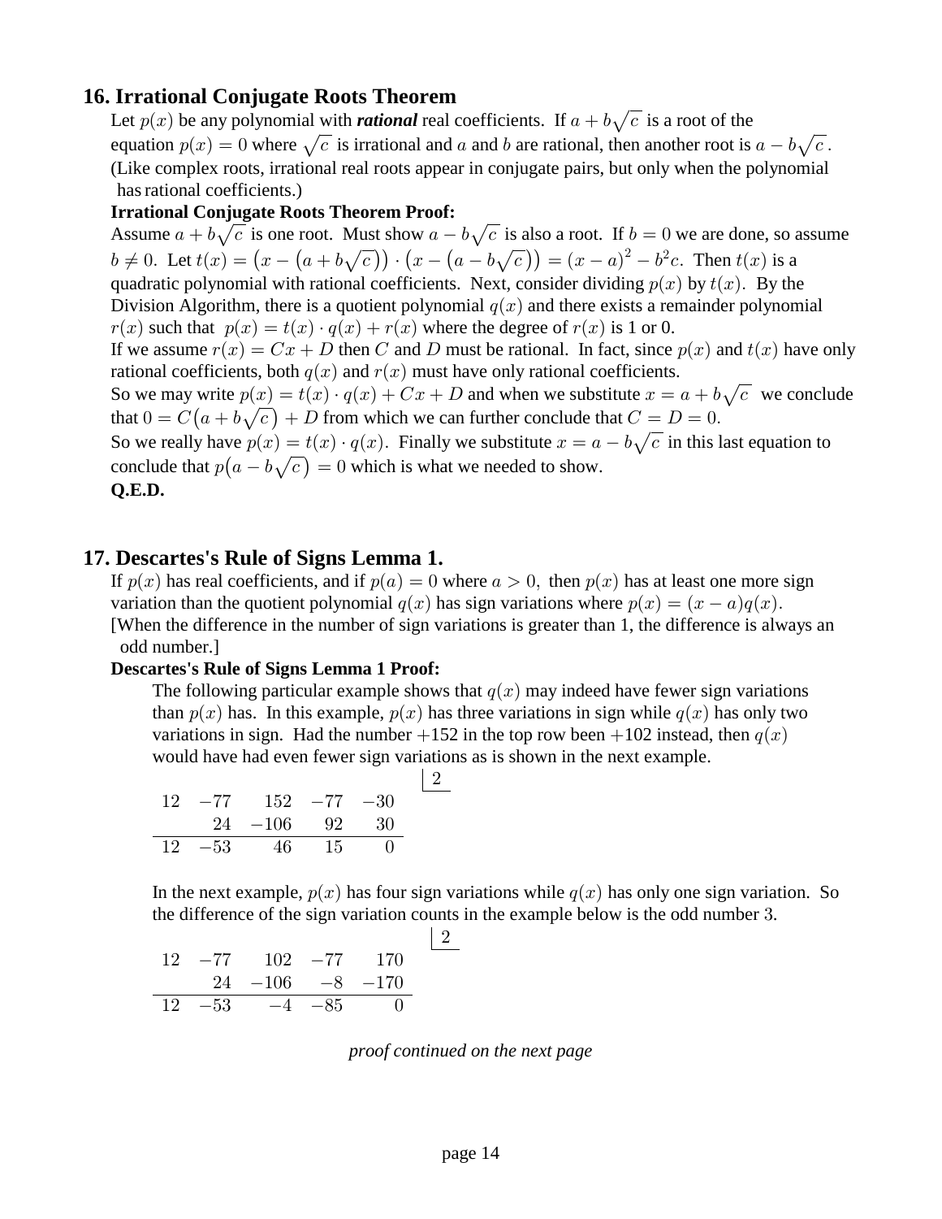## 16. Irrational Conjugate Roots Theorem

Let $p(x)$ be any polynomial with ***rational*** real coefficients. If $a + b\sqrt{c}$ is a root of the equation $p(x) = 0$ where $\sqrt{c}$ is irrational and $a$ and $b$ are rational, then another root is $a - b\sqrt{c}$. (Like complex roots, irrational real roots appear in conjugate pairs, but only when the polynomial has rational coefficients.)

**Irrational Conjugate Roots Theorem Proof:**

Assume $a + b\sqrt{c}$ is one root. Must show $a - b\sqrt{c}$ is also a root. If $b = 0$ we are done, so assume $b \neq 0$. Let $t(x) = \left(x - \left(a + b\sqrt{c}\right)\right) \cdot \left(x - \left(a - b\sqrt{c}\right)\right) = (x-a)^2 - b^2c$. Then $t(x)$ is a quadratic polynomial with rational coefficients. Next, consider dividing $p(x)$ by $t(x)$. By the Division Algorithm, there is a quotient polynomial $q(x)$ and there exists a remainder polynomial $r(x)$ such that $p(x) = t(x) \cdot q(x) + r(x)$ where the degree of $r(x)$ is 1 or 0.

If we assume $r(x) = Cx + D$ then $C$ and $D$ must be rational. In fact, since $p(x)$ and $t(x)$ have only rational coefficients, both $q(x)$ and $r(x)$ must have only rational coefficients.

So we may write $p(x) = t(x) \cdot q(x) + Cx + D$ and when we substitute $x = a + b\sqrt{c}$ we conclude that $0 = C\left(a + b\sqrt{c}\right) + D$ from which we can further conclude that $C = D = 0$.

So we really have $p(x) = t(x) \cdot q(x)$. Finally we substitute $x = a - b\sqrt{c}$ in this last equation to conclude that $p\left(a - b\sqrt{c}\right) = 0$ which is what we needed to show.

**Q.E.D.**

## 17. Descartes's Rule of Signs Lemma 1.

If $p(x)$ has real coefficients, and if $p(a) = 0$ where $a > 0$, then $p(x)$ has at least one more sign variation than the quotient polynomial $q(x)$ has sign variations where $p(x) = (x-a)q(x)$. [When the difference in the number of sign variations is greater than 1, the difference is always an odd number.]

**Descartes's Rule of Signs Lemma 1 Proof:**

The following particular example shows that $q(x)$ may indeed have fewer sign variations than $p(x)$ has. In this example, $p(x)$ has three variations in sign while $q(x)$ has only two variations in sign. Had the number $+152$ in the top row been $+102$ instead, then $q(x)$ would have had even fewer sign variations as is shown in the next example.

$$
\begin{array}{rrrrr|l}
12 & -77 & 152 & -77 & -30 & \underline{2} \\
 & 24 & -106 & 92 & 30 & \\
\hline
12 & -53 & 46 & 15 & 0 &
\end{array}
$$

In the next example, $p(x)$ has four sign variations while $q(x)$ has only one sign variation. So the difference of the sign variation counts in the example below is the odd number $3$.

$$
\begin{array}{rrrrr|l}
12 & -77 & 102 & -77 & 170 & \underline{2} \\
 & 24 & -106 & -8 & -170 & \\
\hline
12 & -53 & -4 & -85 & 0 &
\end{array}
$$

*proof continued on the next page*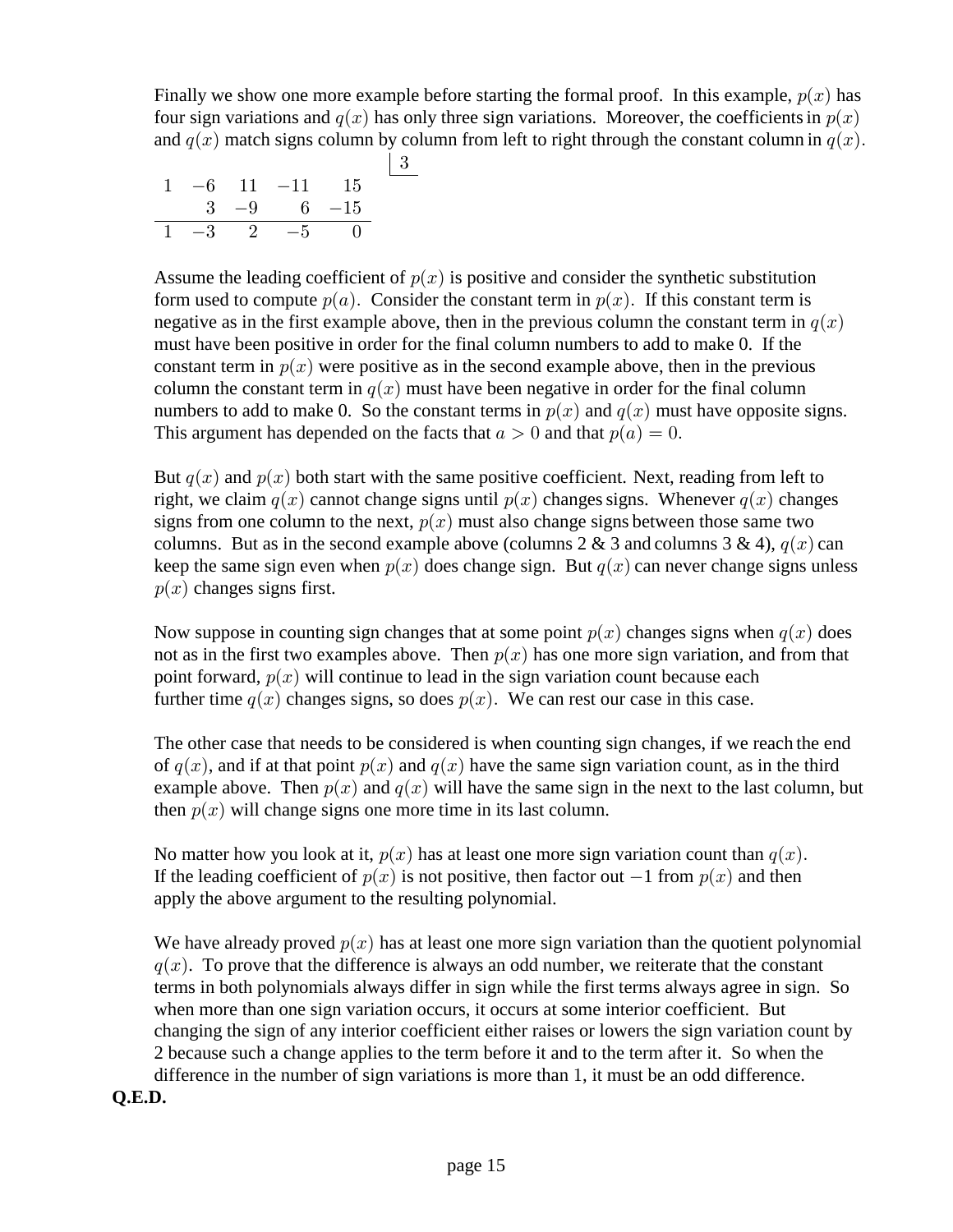Finally we show one more example before starting the formal proof. In this example, $p(x)$ has four sign variations and $q(x)$ has only three sign variations. Moreover, the coefficients in $p(x)$ and $q(x)$ match signs column by column from left to right through the constant column in $q(x)$.

$$
\begin{array}{rrrrr|l}
1 & -6 & 11 & -11 & 15 & \underline{3} \\
 & 3 & -9 & 6 & -15 & \\
\hline
1 & -3 & 2 & -5 & 0 &
\end{array}
$$

Assume the leading coefficient of $p(x)$ is positive and consider the synthetic substitution form used to compute $p(a)$. Consider the constant term in $p(x)$. If this constant term is negative as in the first example above, then in the previous column the constant term in $q(x)$ must have been positive in order for the final column numbers to add to make 0. If the constant term in $p(x)$ were positive as in the second example above, then in the previous column the constant term in $q(x)$ must have been negative in order for the final column numbers to add to make 0. So the constant terms in $p(x)$ and $q(x)$ must have opposite signs. This argument has depended on the facts that $a > 0$ and that $p(a) = 0$.

But $q(x)$ and $p(x)$ both start with the same positive coefficient. Next, reading from left to right, we claim $q(x)$ cannot change signs until $p(x)$ changes signs. Whenever $q(x)$ changes signs from one column to the next, $p(x)$ must also change signs between those same two columns. But as in the second example above (columns 2 & 3 and columns 3 & 4), $q(x)$ can keep the same sign even when $p(x)$ does change sign. But $q(x)$ can never change signs unless $p(x)$ changes signs first.

Now suppose in counting sign changes that at some point $p(x)$ changes signs when $q(x)$ does not as in the first two examples above. Then $p(x)$ has one more sign variation, and from that point forward, $p(x)$ will continue to lead in the sign variation count because each further time $q(x)$ changes signs, so does $p(x)$. We can rest our case in this case.

The other case that needs to be considered is when counting sign changes, if we reach the end of $q(x)$, and if at that point $p(x)$ and $q(x)$ have the same sign variation count, as in the third example above. Then $p(x)$ and $q(x)$ will have the same sign in the next to the last column, but then $p(x)$ will change signs one more time in its last column.

No matter how you look at it, $p(x)$ has at least one more sign variation count than $q(x)$. If the leading coefficient of $p(x)$ is not positive, then factor out $-1$ from $p(x)$ and then apply the above argument to the resulting polynomial.

We have already proved $p(x)$ has at least one more sign variation than the quotient polynomial $q(x)$. To prove that the difference is always an odd number, we reiterate that the constant terms in both polynomials always differ in sign while the first terms always agree in sign. So when more than one sign variation occurs, it occurs at some interior coefficient. But changing the sign of any interior coefficient either raises or lowers the sign variation count by 2 because such a change applies to the term before it and to the term after it. So when the difference in the number of sign variations is more than 1, it must be an odd difference.

**Q.E.D.**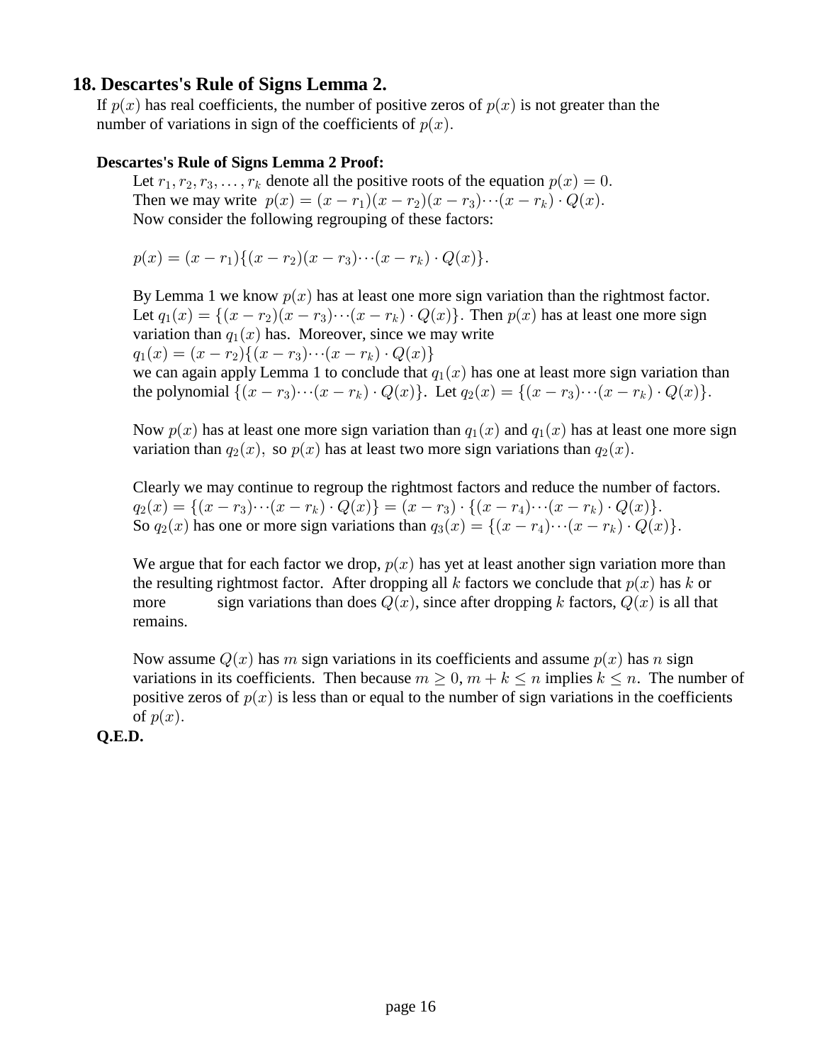## 18. Descartes's Rule of Signs Lemma 2.

If $p(x)$ has real coefficients, the number of positive zeros of $p(x)$ is not greater than the number of variations in sign of the coefficients of $p(x)$.

**Descartes's Rule of Signs Lemma 2 Proof:**

Let $r_1, r_2, r_3, \ldots, r_k$ denote all the positive roots of the equation $p(x) = 0$.
Then we may write $p(x) = (x - r_1)(x - r_2)(x - r_3)\cdots(x - r_k) \cdot Q(x)$.
Now consider the following regrouping of these factors:

$$p(x) = (x - r_1)\{(x - r_2)(x - r_3)\cdots(x - r_k) \cdot Q(x)\}.$$

By Lemma 1 we know $p(x)$ has at least one more sign variation than the rightmost factor. Let $q_1(x) = \{(x - r_2)(x - r_3)\cdots(x - r_k) \cdot Q(x)\}$. Then $p(x)$ has at least one more sign variation than $q_1(x)$ has. Moreover, since we may write
$q_1(x) = (x - r_2)\{(x - r_3)\cdots(x - r_k) \cdot Q(x)\}$
we can again apply Lemma 1 to conclude that $q_1(x)$ has one at least more sign variation than the polynomial $\{(x - r_3)\cdots(x - r_k) \cdot Q(x)\}$. Let $q_2(x) = \{(x - r_3)\cdots(x - r_k) \cdot Q(x)\}$.

Now $p(x)$ has at least one more sign variation than $q_1(x)$ and $q_1(x)$ has at least one more sign variation than $q_2(x)$, so $p(x)$ has at least two more sign variations than $q_2(x)$.

Clearly we may continue to regroup the rightmost factors and reduce the number of factors.
$q_2(x) = \{(x - r_3)\cdots(x - r_k) \cdot Q(x)\} = (x - r_3) \cdot \{(x - r_4)\cdots(x - r_k) \cdot Q(x)\}$.
So $q_2(x)$ has one or more sign variations than $q_3(x) = \{(x - r_4)\cdots(x - r_k) \cdot Q(x)\}$.

We argue that for each factor we drop, $p(x)$ has yet at least another sign variation more than the resulting rightmost factor. After dropping all $k$ factors we conclude that $p(x)$ has $k$ or more sign variations than does $Q(x)$, since after dropping $k$ factors, $Q(x)$ is all that remains.

Now assume $Q(x)$ has $m$ sign variations in its coefficients and assume $p(x)$ has $n$ sign variations in its coefficients. Then because $m \geq 0$, $m + k \leq n$ implies $k \leq n$. The number of positive zeros of $p(x)$ is less than or equal to the number of sign variations in the coefficients of $p(x)$.

**Q.E.D.**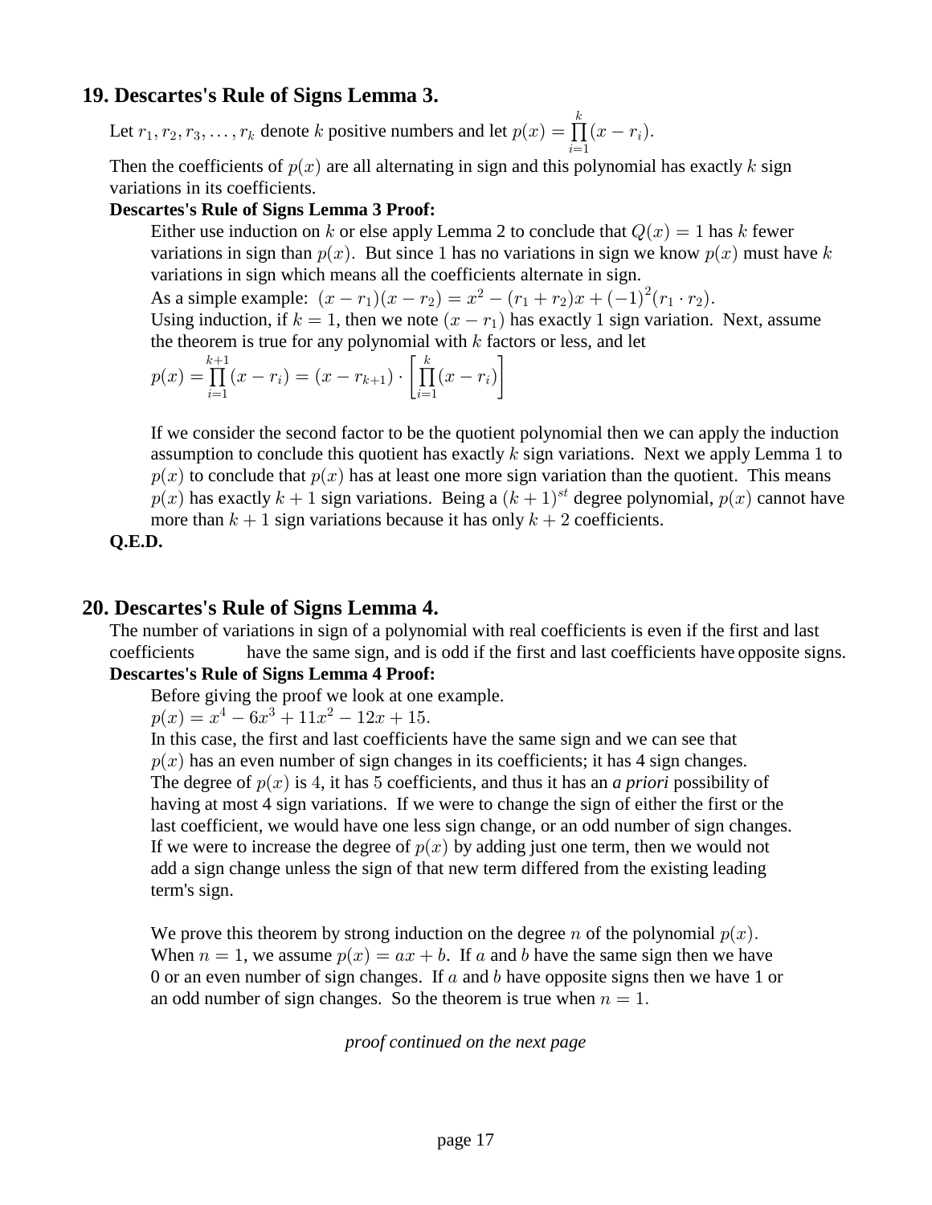## 19. Descartes's Rule of Signs Lemma 3.

Let $r_1, r_2, r_3, \ldots, r_k$ denote $k$ positive numbers and let $p(x) = \prod_{i=1}^{k}(x - r_i)$.

Then the coefficients of $p(x)$ are all alternating in sign and this polynomial has exactly $k$ sign variations in its coefficients.

**Descartes's Rule of Signs Lemma 3 Proof:**

Either use induction on $k$ or else apply Lemma 2 to conclude that $Q(x) = 1$ has $k$ fewer variations in sign than $p(x)$. But since 1 has no variations in sign we know $p(x)$ must have $k$ variations in sign which means all the coefficients alternate in sign.

As a simple example: $(x - r_1)(x - r_2) = x^2 - (r_1 + r_2)x + (-1)^2(r_1 \cdot r_2)$.

Using induction, if $k = 1$, then we note $(x - r_1)$ has exactly 1 sign variation. Next, assume the theorem is true for any polynomial with $k$ factors or less, and let

$$p(x) = \prod_{i=1}^{k+1}(x - r_i) = (x - r_{k+1}) \cdot \left[\prod_{i=1}^{k}(x - r_i)\right]$$

If we consider the second factor to be the quotient polynomial then we can apply the induction assumption to conclude this quotient has exactly $k$ sign variations. Next we apply Lemma 1 to $p(x)$ to conclude that $p(x)$ has at least one more sign variation than the quotient. This means $p(x)$ has exactly $k + 1$ sign variations. Being a $(k + 1)^{st}$ degree polynomial, $p(x)$ cannot have more than $k + 1$ sign variations because it has only $k + 2$ coefficients.

**Q.E.D.**

## 20. Descartes's Rule of Signs Lemma 4.

The number of variations in sign of a polynomial with real coefficients is even if the first and last coefficients have the same sign, and is odd if the first and last coefficients have opposite signs.

**Descartes's Rule of Signs Lemma 4 Proof:**

Before giving the proof we look at one example.

$p(x) = x^4 - 6x^3 + 11x^2 - 12x + 15$.

In this case, the first and last coefficients have the same sign and we can see that $p(x)$ has an even number of sign changes in its coefficients; it has 4 sign changes. The degree of $p(x)$ is $4$, it has $5$ coefficients, and thus it has an *a priori* possibility of having at most 4 sign variations. If we were to change the sign of either the first or the last coefficient, we would have one less sign change, or an odd number of sign changes. If we were to increase the degree of $p(x)$ by adding just one term, then we would not add a sign change unless the sign of that new term differed from the existing leading term's sign.

We prove this theorem by strong induction on the degree $n$ of the polynomial $p(x)$. When $n = 1$, we assume $p(x) = ax + b$. If $a$ and $b$ have the same sign then we have 0 or an even number of sign changes. If $a$ and $b$ have opposite signs then we have 1 or an odd number of sign changes. So the theorem is true when $n = 1$.

*proof continued on the next page*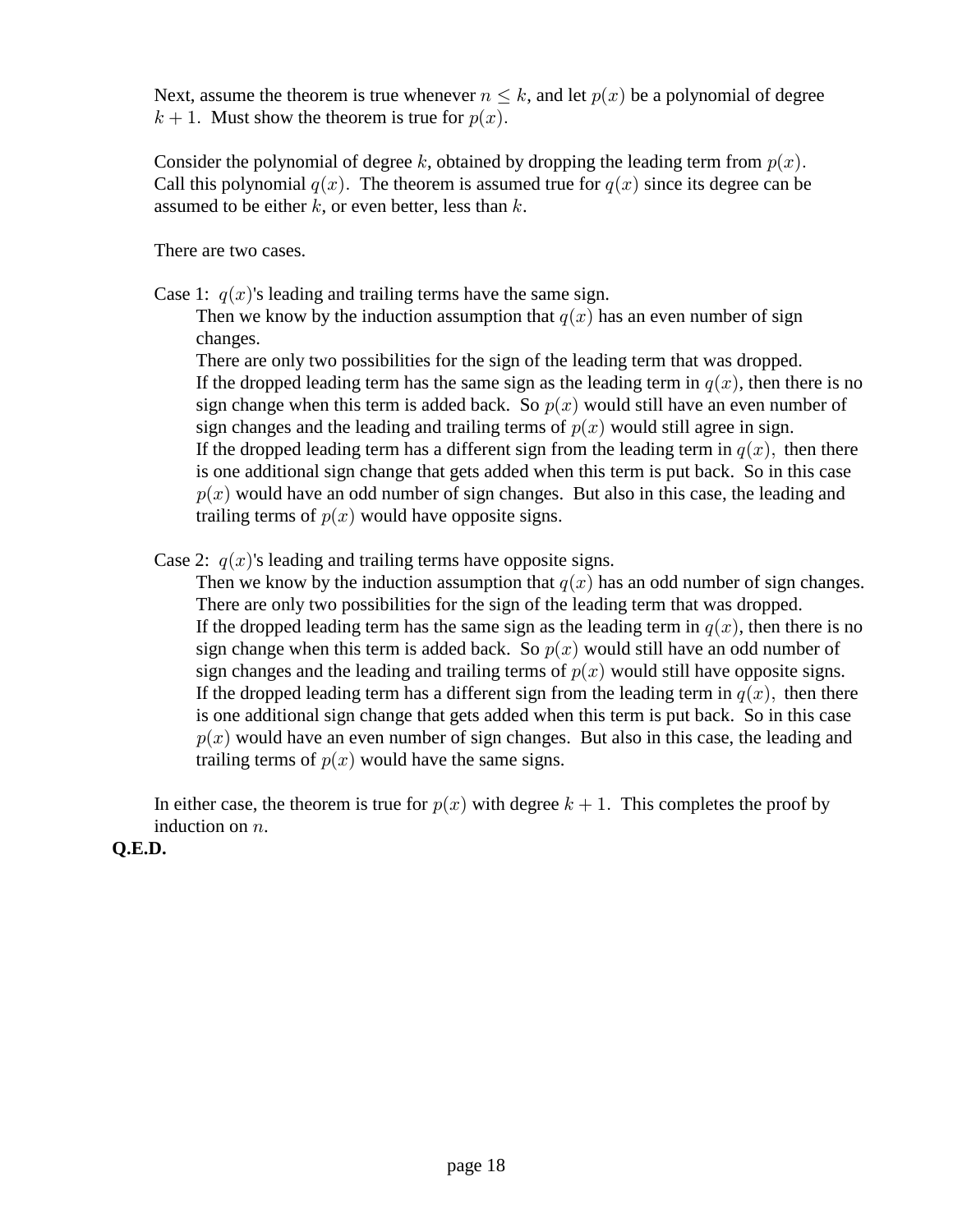Next, assume the theorem is true whenever $n \leq k$, and let $p(x)$ be a polynomial of degree $k+1$. Must show the theorem is true for $p(x)$.

Consider the polynomial of degree $k$, obtained by dropping the leading term from $p(x)$. Call this polynomial $q(x)$. The theorem is assumed true for $q(x)$ since its degree can be assumed to be either $k$, or even better, less than $k$.

There are two cases.

Case 1: $q(x)$'s leading and trailing terms have the same sign.
Then we know by the induction assumption that $q(x)$ has an even number of sign changes.
There are only two possibilities for the sign of the leading term that was dropped.
If the dropped leading term has the same sign as the leading term in $q(x)$, then there is no sign change when this term is added back. So $p(x)$ would still have an even number of sign changes and the leading and trailing terms of $p(x)$ would still agree in sign.
If the dropped leading term has a different sign from the leading term in $q(x)$, then there is one additional sign change that gets added when this term is put back. So in this case $p(x)$ would have an odd number of sign changes. But also in this case, the leading and trailing terms of $p(x)$ would have opposite signs.

Case 2: $q(x)$'s leading and trailing terms have opposite signs.
Then we know by the induction assumption that $q(x)$ has an odd number of sign changes.
There are only two possibilities for the sign of the leading term that was dropped.
If the dropped leading term has the same sign as the leading term in $q(x)$, then there is no sign change when this term is added back. So $p(x)$ would still have an odd number of sign changes and the leading and trailing terms of $p(x)$ would still have opposite signs.
If the dropped leading term has a different sign from the leading term in $q(x)$, then there is one additional sign change that gets added when this term is put back. So in this case $p(x)$ would have an even number of sign changes. But also in this case, the leading and trailing terms of $p(x)$ would have the same signs.

In either case, the theorem is true for $p(x)$ with degree $k+1$. This completes the proof by induction on $n$.

**Q.E.D.**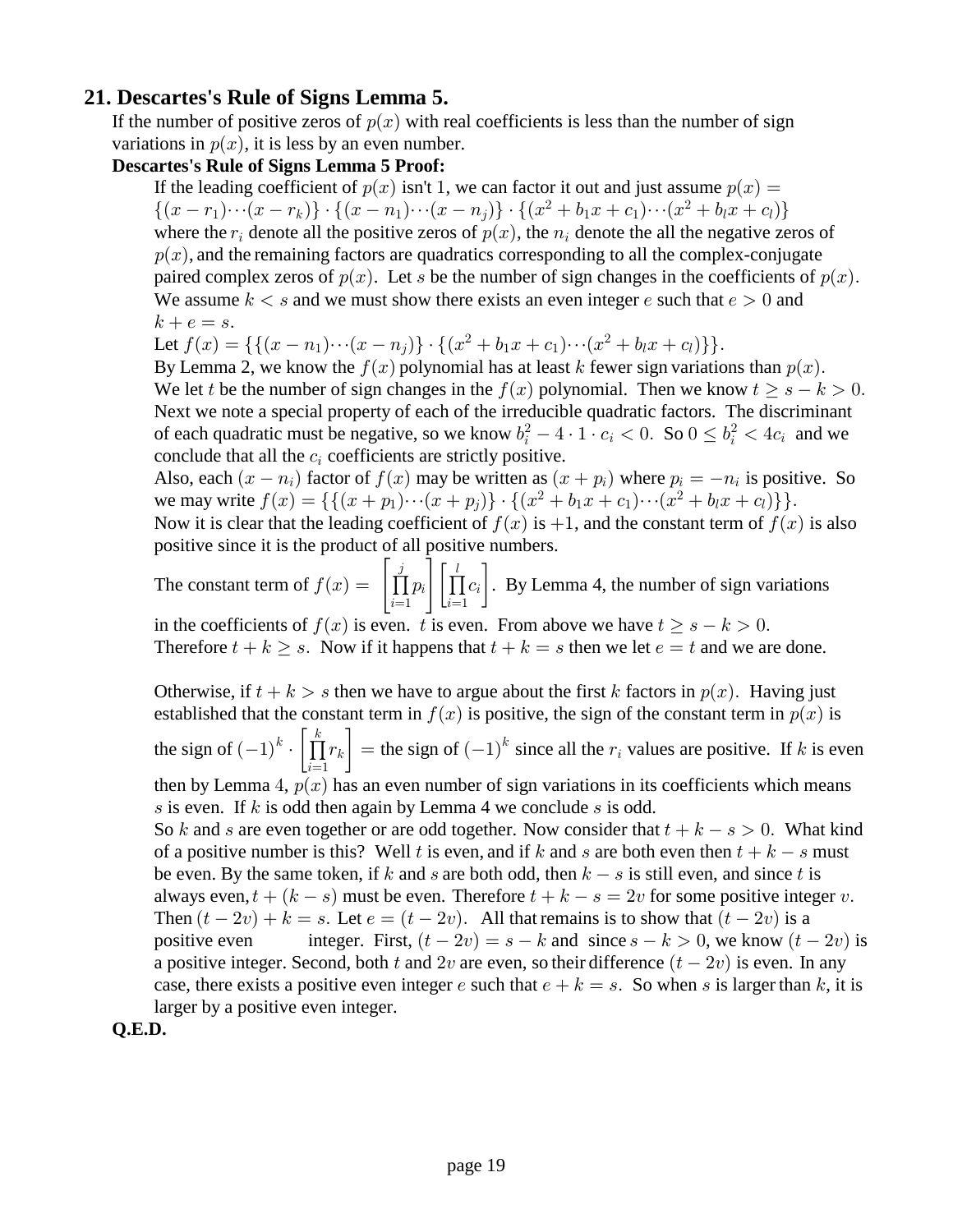## 21. Descartes's Rule of Signs Lemma 5.

If the number of positive zeros of $p(x)$ with real coefficients is less than the number of sign variations in $p(x)$, it is less by an even number.

**Descartes's Rule of Signs Lemma 5 Proof:**

If the leading coefficient of $p(x)$ isn't 1, we can factor it out and just assume $p(x) = \{(x-r_1)\cdots(x-r_k)\} \cdot \{(x-n_1)\cdots(x-n_j)\} \cdot \{(x^2+b_1x+c_1)\cdots(x^2+b_lx+c_l)\}$ where the $r_i$ denote all the positive zeros of $p(x)$, the $n_i$ denote the all the negative zeros of $p(x)$, and the remaining factors are quadratics corresponding to all the complex-conjugate paired complex zeros of $p(x)$. Let $s$ be the number of sign changes in the coefficients of $p(x)$. We assume $k < s$ and we must show there exists an even integer $e$ such that $e > 0$ and $k + e = s$.

Let $f(x) = \{\{(x-n_1)\cdots(x-n_j)\} \cdot \{(x^2+b_1x+c_1)\cdots(x^2+b_lx+c_l)\}\}$.

By Lemma 2, we know the $f(x)$ polynomial has at least $k$ fewer sign variations than $p(x)$.

We let $t$ be the number of sign changes in the $f(x)$ polynomial. Then we know $t \geq s-k > 0$.

Next we note a special property of each of the irreducible quadratic factors. The discriminant of each quadratic must be negative, so we know $b_i^2 - 4 \cdot 1 \cdot c_i < 0$. So $0 \leq b_i^2 < 4c_i$ and we conclude that all the $c_i$ coefficients are strictly positive.

Also, each $(x-n_i)$ factor of $f(x)$ may be written as $(x+p_i)$ where $p_i = -n_i$ is positive. So we may write $f(x) = \{\{(x+p_1)\cdots(x+p_j)\} \cdot \{(x^2+b_1x+c_1)\cdots(x^2+b_lx+c_l)\}\}$.

Now it is clear that the leading coefficient of $f(x)$ is $+1$, and the constant term of $f(x)$ is also positive since it is the product of all positive numbers.

The constant term of $f(x) = \left[\prod_{i=1}^{j} p_i\right]\left[\prod_{i=1}^{l} c_i\right]$. By Lemma 4, the number of sign variations in the coefficients of $f(x)$ is even. $t$ is even. From above we have $t \geq s-k > 0$.

Therefore $t + k \geq s$. Now if it happens that $t + k = s$ then we let $e = t$ and we are done.

Otherwise, if $t + k > s$ then we have to argue about the first $k$ factors in $p(x)$. Having just established that the constant term in $f(x)$ is positive, the sign of the constant term in $p(x)$ is the sign of $(-1)^k \cdot \left[\prod_{i=1}^{k} r_k\right]$ = the sign of $(-1)^k$ since all the $r_i$ values are positive. If $k$ is even then by Lemma 4, $p(x)$ has an even number of sign variations in its coefficients which means $s$ is even. If $k$ is odd then again by Lemma 4 we conclude $s$ is odd.

So $k$ and $s$ are even together or are odd together. Now consider that $t + k - s > 0$. What kind of a positive number is this? Well $t$ is even, and if $k$ and $s$ are both even then $t + k - s$ must be even. By the same token, if $k$ and $s$ are both odd, then $k - s$ is still even, and since $t$ is always even, $t + (k - s)$ must be even. Therefore $t + k - s = 2v$ for some positive integer $v$. Then $(t - 2v) + k = s$. Let $e = (t - 2v)$. All that remains is to show that $(t - 2v)$ is a positive even integer. First, $(t - 2v) = s - k$ and since $s - k > 0$, we know $(t - 2v)$ is a positive integer. Second, both $t$ and $2v$ are even, so their difference $(t - 2v)$ is even. In any case, there exists a positive even integer $e$ such that $e + k = s$. So when $s$ is larger than $k$, it is larger by a positive even integer.

**Q.E.D.**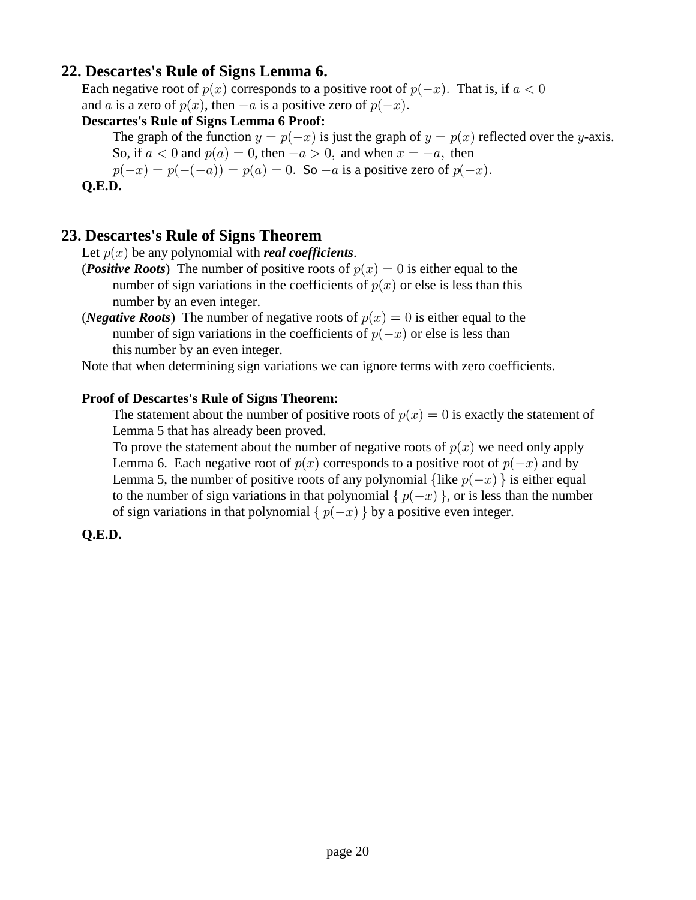## 22. Descartes's Rule of Signs Lemma 6.

Each negative root of $p(x)$ corresponds to a positive root of $p(-x)$. That is, if $a < 0$ and $a$ is a zero of $p(x)$, then $-a$ is a positive zero of $p(-x)$.

**Descartes's Rule of Signs Lemma 6 Proof:**

The graph of the function $y = p(-x)$ is just the graph of $y = p(x)$ reflected over the $y$-axis. So, if $a < 0$ and $p(a) = 0$, then $-a > 0$, and when $x = -a$, then $p(-x) = p(-(-a)) = p(a) = 0$. So $-a$ is a positive zero of $p(-x)$.

**Q.E.D.**

## 23. Descartes's Rule of Signs Theorem

Let $p(x)$ be any polynomial with ***real coefficients***.

(***Positive Roots***) The number of positive roots of $p(x) = 0$ is either equal to the number of sign variations in the coefficients of $p(x)$ or else is less than this number by an even integer.

(***Negative Roots***) The number of negative roots of $p(x) = 0$ is either equal to the number of sign variations in the coefficients of $p(-x)$ or else is less than this number by an even integer.

Note that when determining sign variations we can ignore terms with zero coefficients.

**Proof of Descartes's Rule of Signs Theorem:**

The statement about the number of positive roots of $p(x) = 0$ is exactly the statement of Lemma 5 that has already been proved.

To prove the statement about the number of negative roots of $p(x)$ we need only apply Lemma 6. Each negative root of $p(x)$ corresponds to a positive root of $p(-x)$ and by Lemma 5, the number of positive roots of any polynomial {like $p(-x)$ } is either equal to the number of sign variations in that polynomial { $p(-x)$ }, or is less than the number of sign variations in that polynomial { $p(-x)$ } by a positive even integer.

**Q.E.D.**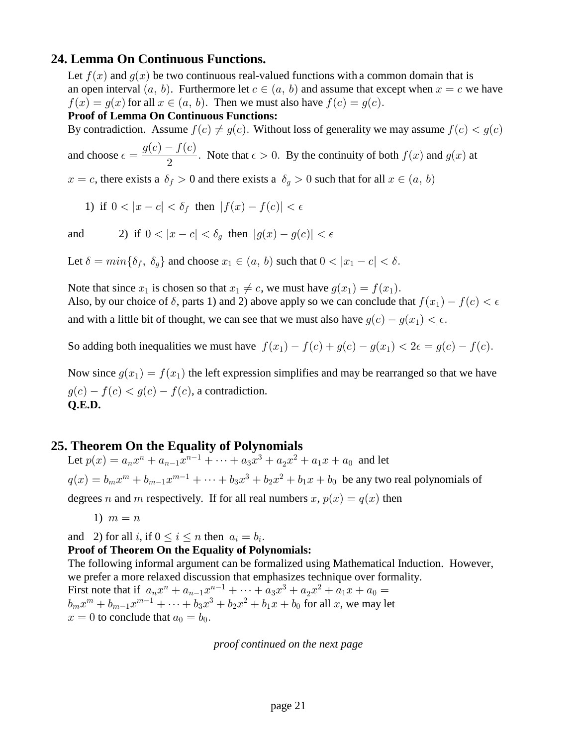## 24. Lemma On Continuous Functions.

Let $f(x)$ and $g(x)$ be two continuous real-valued functions with a common domain that is an open interval $(a,\ b)$. Furthermore let $c \in (a,\ b)$ and assume that except when $x = c$ we have $f(x) = g(x)$ for all $x \in (a,\ b)$. Then we must also have $f(c) = g(c)$.

**Proof of Lemma On Continuous Functions:**

By contradiction. Assume $f(c) \neq g(c)$. Without loss of generality we may assume $f(c) < g(c)$ and choose $\epsilon = \dfrac{g(c) - f(c)}{2}$. Note that $\epsilon > 0$. By the continuity of both $f(x)$ and $g(x)$ at $x = c$, there exists a $\delta_f > 0$ and there exists a $\delta_g > 0$ such that for all $x \in (a,\ b)$

1) if $0 < |x - c| < \delta_f$ then $|f(x) - f(c)| < \epsilon$

and 2) if $0 < |x - c| < \delta_g$ then $|g(x) - g(c)| < \epsilon$

Let $\delta = min\{\delta_f,\ \delta_g\}$ and choose $x_1 \in (a,\ b)$ such that $0 < |x_1 - c| < \delta$.

Note that since $x_1$ is chosen so that $x_1 \neq c$, we must have $g(x_1) = f(x_1)$.
Also, by our choice of $\delta$, parts 1) and 2) above apply so we can conclude that $f(x_1) - f(c) < \epsilon$ and with a little bit of thought, we can see that we must also have $g(c) - g(x_1) < \epsilon$.

So adding both inequalities we must have $f(x_1) - f(c) + g(c) - g(x_1) < 2\epsilon = g(c) - f(c)$.

Now since $g(x_1) = f(x_1)$ the left expression simplifies and may be rearranged so that we have $g(c) - f(c) < g(c) - f(c)$, a contradiction.
**Q.E.D.**

## 25. Theorem On the Equality of Polynomials

Let $p(x) = a_n x^n + a_{n-1}x^{n-1} + \cdots + a_3x^3 + a_2x^2 + a_1x + a_0$ and let $q(x) = b_m x^m + b_{m-1}x^{m-1} + \cdots + b_3x^3 + b_2x^2 + b_1x + b_0$ be any two real polynomials of degrees $n$ and $m$ respectively. If for all real numbers $x$, $p(x) = q(x)$ then

1) $m = n$

and 2) for all $i$, if $0 \leq i \leq n$ then $a_i = b_i$.

**Proof of Theorem On the Equality of Polynomials:**

The following informal argument can be formalized using Mathematical Induction. However, we prefer a more relaxed discussion that emphasizes technique over formality.
First note that if $a_n x^n + a_{n-1}x^{n-1} + \cdots + a_3x^3 + a_2x^2 + a_1x + a_0 = b_m x^m + b_{m-1}x^{m-1} + \cdots + b_3x^3 + b_2x^2 + b_1x + b_0$ for all $x$, we may let $x = 0$ to conclude that $a_0 = b_0$.

*proof continued on the next page*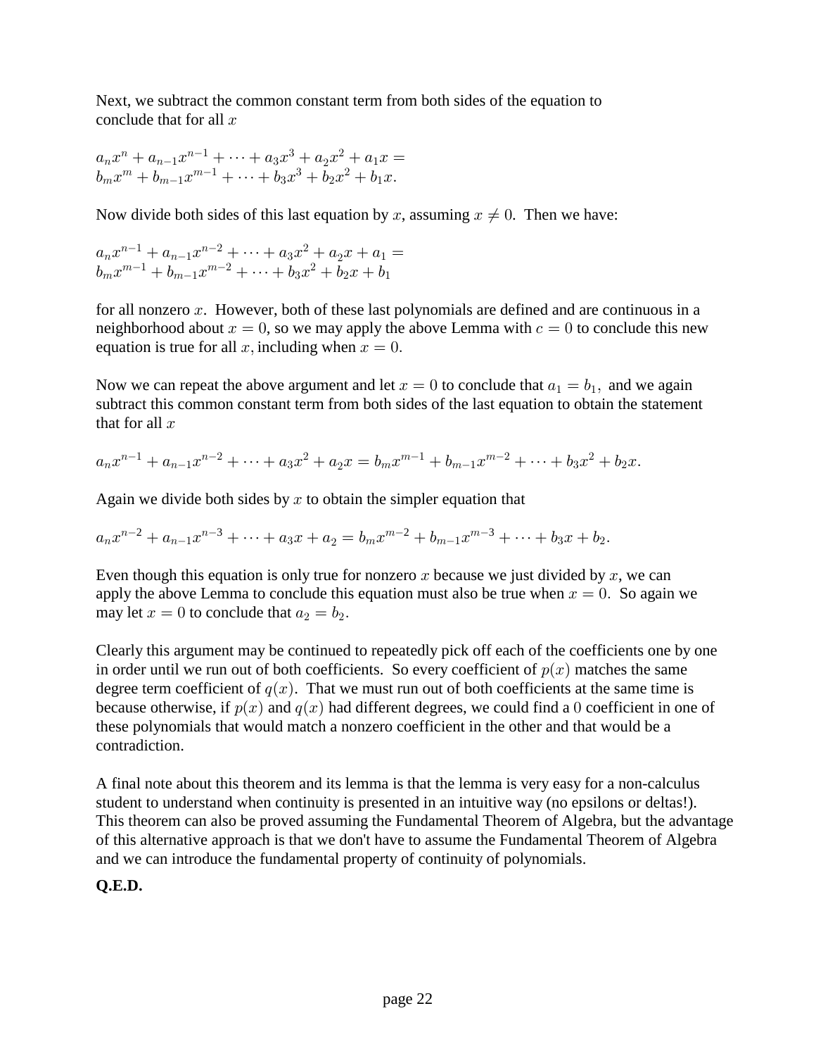Next, we subtract the common constant term from both sides of the equation to conclude that for all $x$

$$a_n x^n + a_{n-1}x^{n-1} + \cdots + a_3x^3 + a_2x^2 + a_1x =$$
$$b_m x^m + b_{m-1}x^{m-1} + \cdots + b_3x^3 + b_2x^2 + b_1x.$$

Now divide both sides of this last equation by $x$, assuming $x \neq 0$. Then we have:

$$a_n x^{n-1} + a_{n-1}x^{n-2} + \cdots + a_3x^2 + a_2x + a_1 =$$
$$b_m x^{m-1} + b_{m-1}x^{m-2} + \cdots + b_3x^2 + b_2x + b_1$$

for all nonzero $x$. However, both of these last polynomials are defined and are continuous in a neighborhood about $x = 0$, so we may apply the above Lemma with $c = 0$ to conclude this new equation is true for all $x$, including when $x = 0$.

Now we can repeat the above argument and let $x = 0$ to conclude that $a_1 = b_1$, and we again subtract this common constant term from both sides of the last equation to obtain the statement that for all $x$

$$a_n x^{n-1} + a_{n-1}x^{n-2} + \cdots + a_3x^2 + a_2x = b_m x^{m-1} + b_{m-1}x^{m-2} + \cdots + b_3x^2 + b_2x.$$

Again we divide both sides by $x$ to obtain the simpler equation that

$$a_n x^{n-2} + a_{n-1}x^{n-3} + \cdots + a_3x + a_2 = b_m x^{m-2} + b_{m-1}x^{m-3} + \cdots + b_3x + b_2.$$

Even though this equation is only true for nonzero $x$ because we just divided by $x$, we can apply the above Lemma to conclude this equation must also be true when $x = 0$. So again we may let $x = 0$ to conclude that $a_2 = b_2$.

Clearly this argument may be continued to repeatedly pick off each of the coefficients one by one in order until we run out of both coefficients. So every coefficient of $p(x)$ matches the same degree term coefficient of $q(x)$. That we must run out of both coefficients at the same time is because otherwise, if $p(x)$ and $q(x)$ had different degrees, we could find a $0$ coefficient in one of these polynomials that would match a nonzero coefficient in the other and that would be a contradiction.

A final note about this theorem and its lemma is that the lemma is very easy for a non-calculus student to understand when continuity is presented in an intuitive way (no epsilons or deltas!). This theorem can also be proved assuming the Fundamental Theorem of Algebra, but the advantage of this alternative approach is that we don't have to assume the Fundamental Theorem of Algebra and we can introduce the fundamental property of continuity of polynomials.

**Q.E.D.**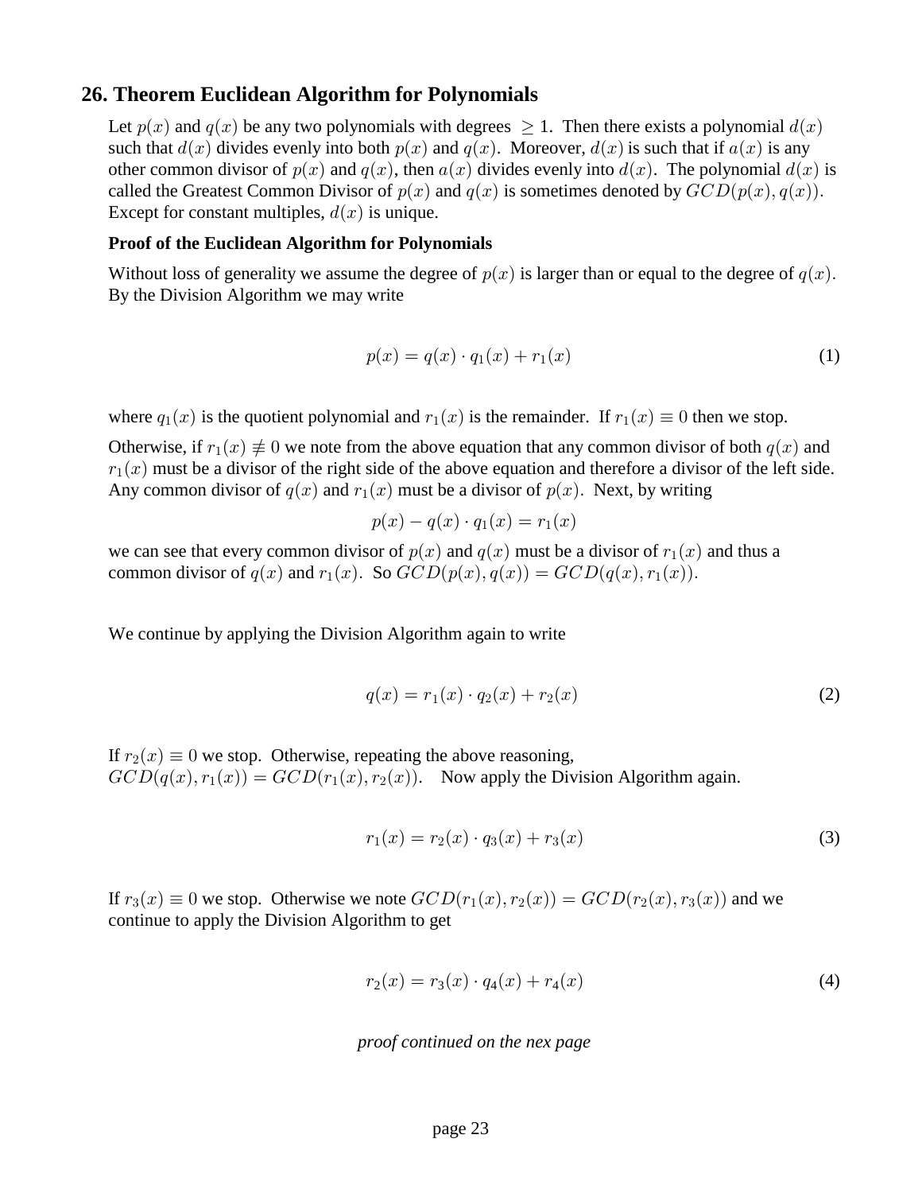## 26. Theorem Euclidean Algorithm for Polynomials

Let $p(x)$ and $q(x)$ be any two polynomials with degrees $\geq 1$. Then there exists a polynomial $d(x)$ such that $d(x)$ divides evenly into both $p(x)$ and $q(x)$. Moreover, $d(x)$ is such that if $a(x)$ is any other common divisor of $p(x)$ and $q(x)$, then $a(x)$ divides evenly into $d(x)$. The polynomial $d(x)$ is called the Greatest Common Divisor of $p(x)$ and $q(x)$ is sometimes denoted by $GCD(p(x), q(x))$. Except for constant multiples, $d(x)$ is unique.

**Proof of the Euclidean Algorithm for Polynomials**

Without loss of generality we assume the degree of $p(x)$ is larger than or equal to the degree of $q(x)$. By the Division Algorithm we may write

$$p(x) = q(x) \cdot q_1(x) + r_1(x) \tag{1}$$

where $q_1(x)$ is the quotient polynomial and $r_1(x)$ is the remainder. If $r_1(x) \equiv 0$ then we stop.

Otherwise, if $r_1(x) \not\equiv 0$ we note from the above equation that any common divisor of both $q(x)$ and $r_1(x)$ must be a divisor of the right side of the above equation and therefore a divisor of the left side. Any common divisor of $q(x)$ and $r_1(x)$ must be a divisor of $p(x)$. Next, by writing

$$p(x) - q(x) \cdot q_1(x) = r_1(x)$$

we can see that every common divisor of $p(x)$ and $q(x)$ must be a divisor of $r_1(x)$ and thus a common divisor of $q(x)$ and $r_1(x)$. So $GCD(p(x), q(x)) = GCD(q(x), r_1(x))$.

We continue by applying the Division Algorithm again to write

$$q(x) = r_1(x) \cdot q_2(x) + r_2(x) \tag{2}$$

If $r_2(x) \equiv 0$ we stop. Otherwise, repeating the above reasoning, $GCD(q(x), r_1(x)) = GCD(r_1(x), r_2(x))$. Now apply the Division Algorithm again.

$$r_1(x) = r_2(x) \cdot q_3(x) + r_3(x) \tag{3}$$

If $r_3(x) \equiv 0$ we stop. Otherwise we note $GCD(r_1(x), r_2(x)) = GCD(r_2(x), r_3(x))$ and we continue to apply the Division Algorithm to get

$$r_2(x) = r_3(x) \cdot q_4(x) + r_4(x) \tag{4}$$

*proof continued on the nex page*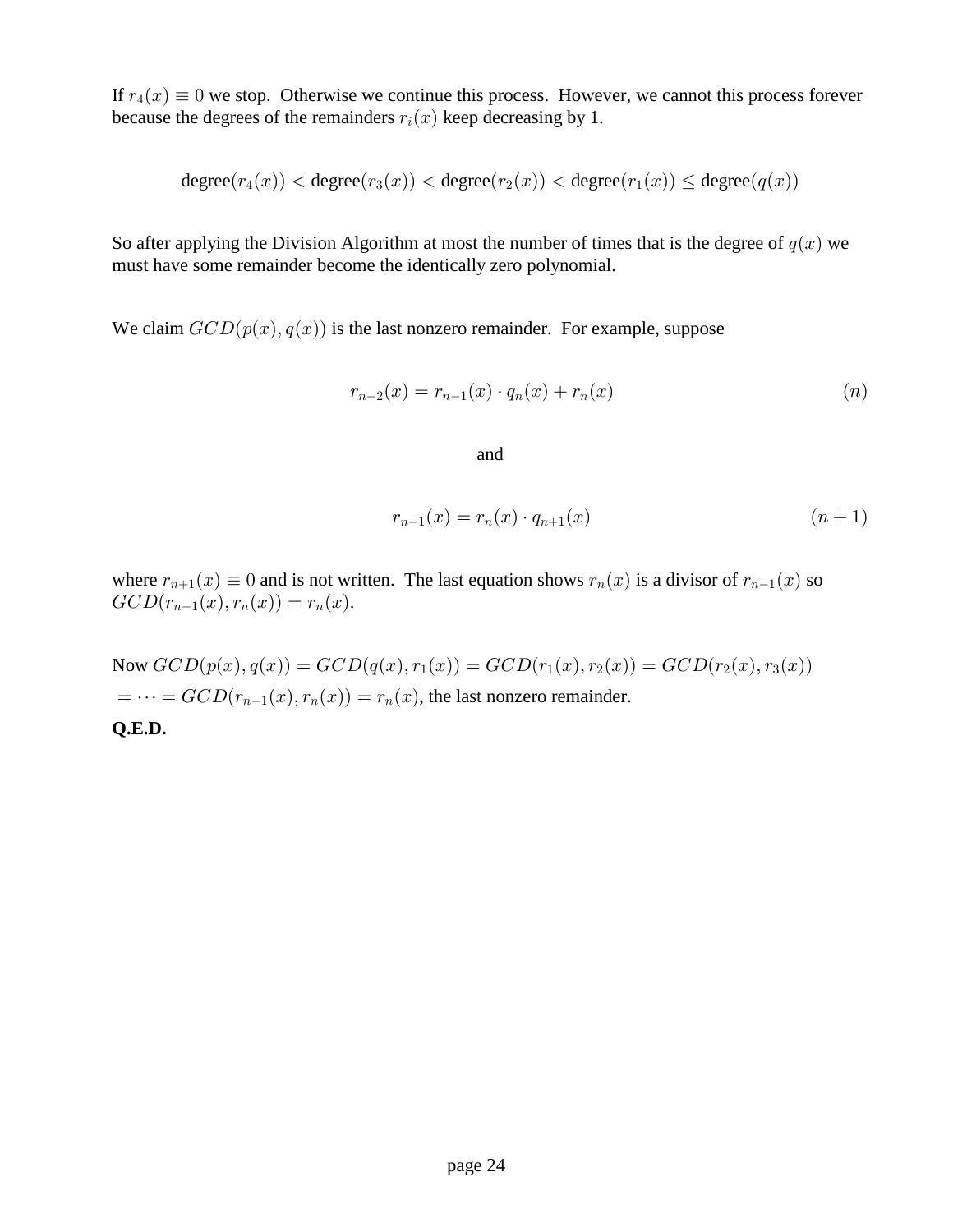If $r_4(x) \equiv 0$ we stop. Otherwise we continue this process. However, we cannot this process forever because the degrees of the remainders $r_i(x)$ keep decreasing by 1.

$$\text{degree}(r_4(x)) < \text{degree}(r_3(x)) < \text{degree}(r_2(x)) < \text{degree}(r_1(x)) \leq \text{degree}(q(x))$$

So after applying the Division Algorithm at most the number of times that is the degree of $q(x)$ we must have some remainder become the identically zero polynomial.

We claim $GCD(p(x), q(x))$ is the last nonzero remainder. For example, suppose

$$r_{n-2}(x) = r_{n-1}(x) \cdot q_n(x) + r_n(x) \tag{$n$}$$

and

$$r_{n-1}(x) = r_n(x) \cdot q_{n+1}(x) \tag{$n+1$}$$

where $r_{n+1}(x) \equiv 0$ and is not written. The last equation shows $r_n(x)$ is a divisor of $r_{n-1}(x)$ so $GCD(r_{n-1}(x), r_n(x)) = r_n(x)$.

Now $GCD(p(x), q(x)) = GCD(q(x), r_1(x)) = GCD(r_1(x), r_2(x)) = GCD(r_2(x), r_3(x))$
$= \cdots = GCD(r_{n-1}(x), r_n(x)) = r_n(x)$, the last nonzero remainder.

**Q.E.D.**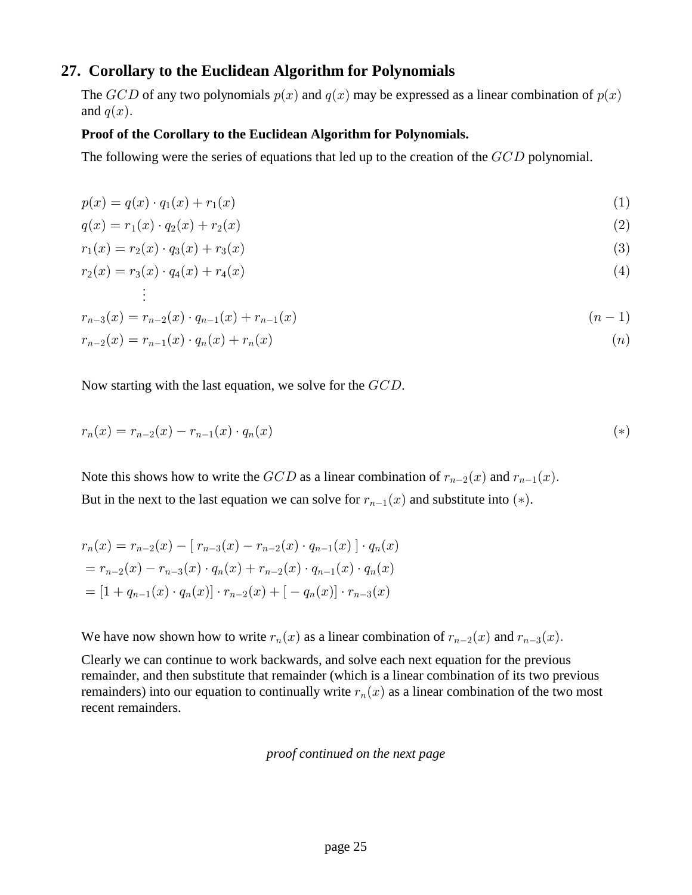## 27. Corollary to the Euclidean Algorithm for Polynomials

The $GCD$ of any two polynomials $p(x)$ and $q(x)$ may be expressed as a linear combination of $p(x)$ and $q(x)$.

**Proof of the Corollary to the Euclidean Algorithm for Polynomials.**

The following were the series of equations that led up to the creation of the $GCD$ polynomial.

$$p(x) = q(x) \cdot q_1(x) + r_1(x) \tag{1}$$

$$q(x) = r_1(x) \cdot q_2(x) + r_2(x) \tag{2}$$

$$r_1(x) = r_2(x) \cdot q_3(x) + r_3(x) \tag{3}$$

$$r_2(x) = r_3(x) \cdot q_4(x) + r_4(x) \tag{4}$$

$$\vdots$$

$$r_{n-3}(x) = r_{n-2}(x) \cdot q_{n-1}(x) + r_{n-1}(x) \tag{$n-1$}$$

$$r_{n-2}(x) = r_{n-1}(x) \cdot q_n(x) + r_n(x) \tag{$n$}$$

Now starting with the last equation, we solve for the $GCD$.

$$r_n(x) = r_{n-2}(x) - r_{n-1}(x) \cdot q_n(x) \tag{$*$}$$

Note this shows how to write the $GCD$ as a linear combination of $r_{n-2}(x)$ and $r_{n-1}(x)$.

But in the next to the last equation we can solve for $r_{n-1}(x)$ and substitute into $(*)$.

$$\begin{aligned}
r_n(x) &= r_{n-2}(x) - [\, r_{n-3}(x) - r_{n-2}(x) \cdot q_{n-1}(x) \,] \cdot q_n(x) \\
&= r_{n-2}(x) - r_{n-3}(x) \cdot q_n(x) + r_{n-2}(x) \cdot q_{n-1}(x) \cdot q_n(x) \\
&= [1 + q_{n-1}(x) \cdot q_n(x)] \cdot r_{n-2}(x) + [\, - q_n(x)] \cdot r_{n-3}(x)
\end{aligned}$$

We have now shown how to write $r_n(x)$ as a linear combination of $r_{n-2}(x)$ and $r_{n-3}(x)$.

Clearly we can continue to work backwards, and solve each next equation for the previous remainder, and then substitute that remainder (which is a linear combination of its two previous remainders) into our equation to continually write $r_n(x)$ as a linear combination of the two most recent remainders.

*proof continued on the next page*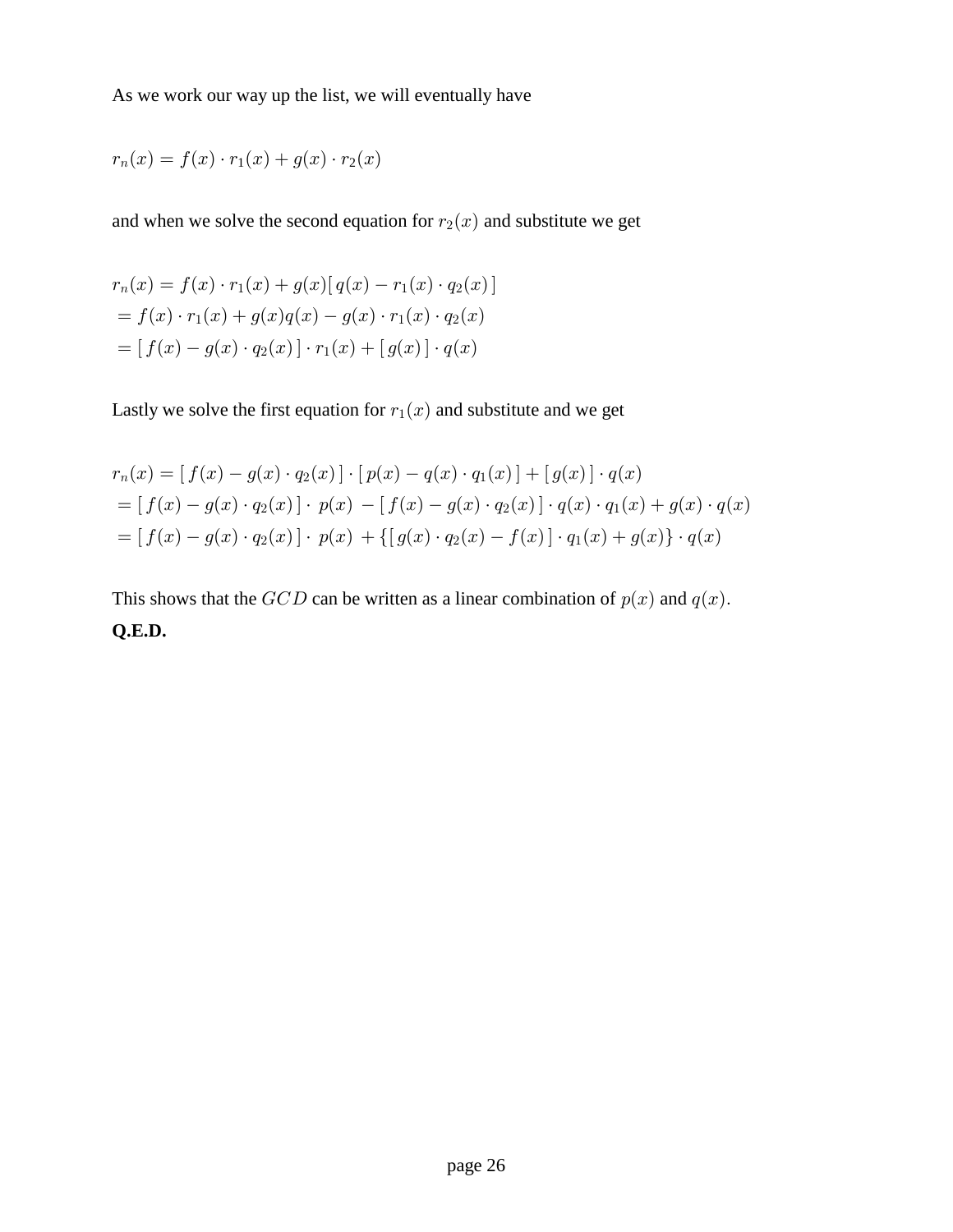As we work our way up the list, we will eventually have

$$r_n(x) = f(x) \cdot r_1(x) + g(x) \cdot r_2(x)$$

and when we solve the second equation for $r_2(x)$ and substitute we get

$$r_n(x) = f(x) \cdot r_1(x) + g(x)[\, q(x) - r_1(x) \cdot q_2(x)\,]$$
$$= f(x) \cdot r_1(x) + g(x)q(x) - g(x) \cdot r_1(x) \cdot q_2(x)$$
$$= [\, f(x) - g(x) \cdot q_2(x)\,] \cdot r_1(x) + [\, g(x)\,] \cdot q(x)$$

Lastly we solve the first equation for $r_1(x)$ and substitute and we get

$$r_n(x) = [\, f(x) - g(x) \cdot q_2(x)\,] \cdot [\, p(x) - q(x) \cdot q_1(x)\,] + [\, g(x)\,] \cdot q(x)$$
$$= [\, f(x) - g(x) \cdot q_2(x)\,] \cdot\ p(x)\ - [\, f(x) - g(x) \cdot q_2(x)\,] \cdot q(x) \cdot q_1(x) + g(x) \cdot q(x)$$
$$= [\, f(x) - g(x) \cdot q_2(x)\,] \cdot\ p(x)\ + \{[\, g(x) \cdot q_2(x) - f(x)\,] \cdot q_1(x) + g(x)\} \cdot q(x)$$

This shows that the $GCD$ can be written as a linear combination of $p(x)$ and $q(x)$.

**Q.E.D.**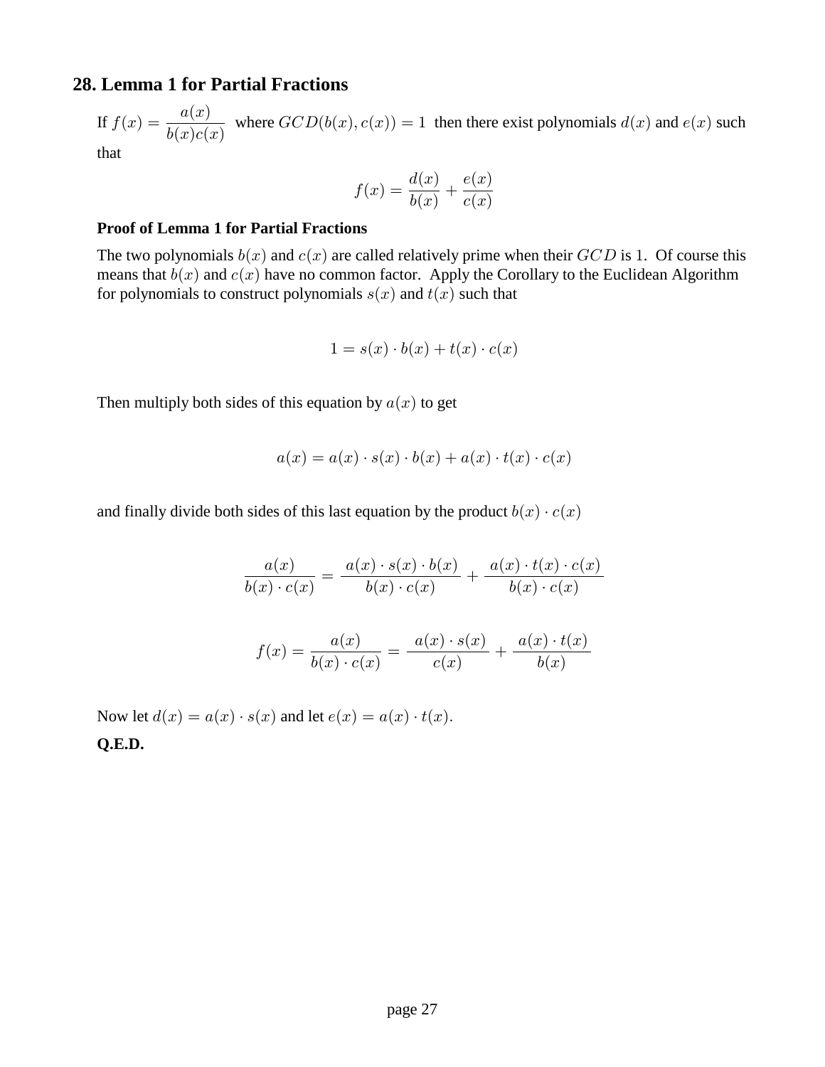## 28. Lemma 1 for Partial Fractions

If $f(x) = \dfrac{a(x)}{b(x)c(x)}$ where $GCD(b(x), c(x)) = 1$ then there exist polynomials $d(x)$ and $e(x)$ such that

$$f(x) = \frac{d(x)}{b(x)} + \frac{e(x)}{c(x)}$$

**Proof of Lemma 1 for Partial Fractions**

The two polynomials $b(x)$ and $c(x)$ are called relatively prime when their $GCD$ is 1. Of course this means that $b(x)$ and $c(x)$ have no common factor. Apply the Corollary to the Euclidean Algorithm for polynomials to construct polynomials $s(x)$ and $t(x)$ such that

$$1 = s(x) \cdot b(x) + t(x) \cdot c(x)$$

Then multiply both sides of this equation by $a(x)$ to get

$$a(x) = a(x) \cdot s(x) \cdot b(x) + a(x) \cdot t(x) \cdot c(x)$$

and finally divide both sides of this last equation by the product $b(x) \cdot c(x)$

$$\frac{a(x)}{b(x) \cdot c(x)} = \frac{a(x) \cdot s(x) \cdot b(x)}{b(x) \cdot c(x)} + \frac{a(x) \cdot t(x) \cdot c(x)}{b(x) \cdot c(x)}$$

$$f(x) = \frac{a(x)}{b(x) \cdot c(x)} = \frac{a(x) \cdot s(x)}{c(x)} + \frac{a(x) \cdot t(x)}{b(x)}$$

Now let $d(x) = a(x) \cdot s(x)$ and let $e(x) = a(x) \cdot t(x)$.

**Q.E.D.**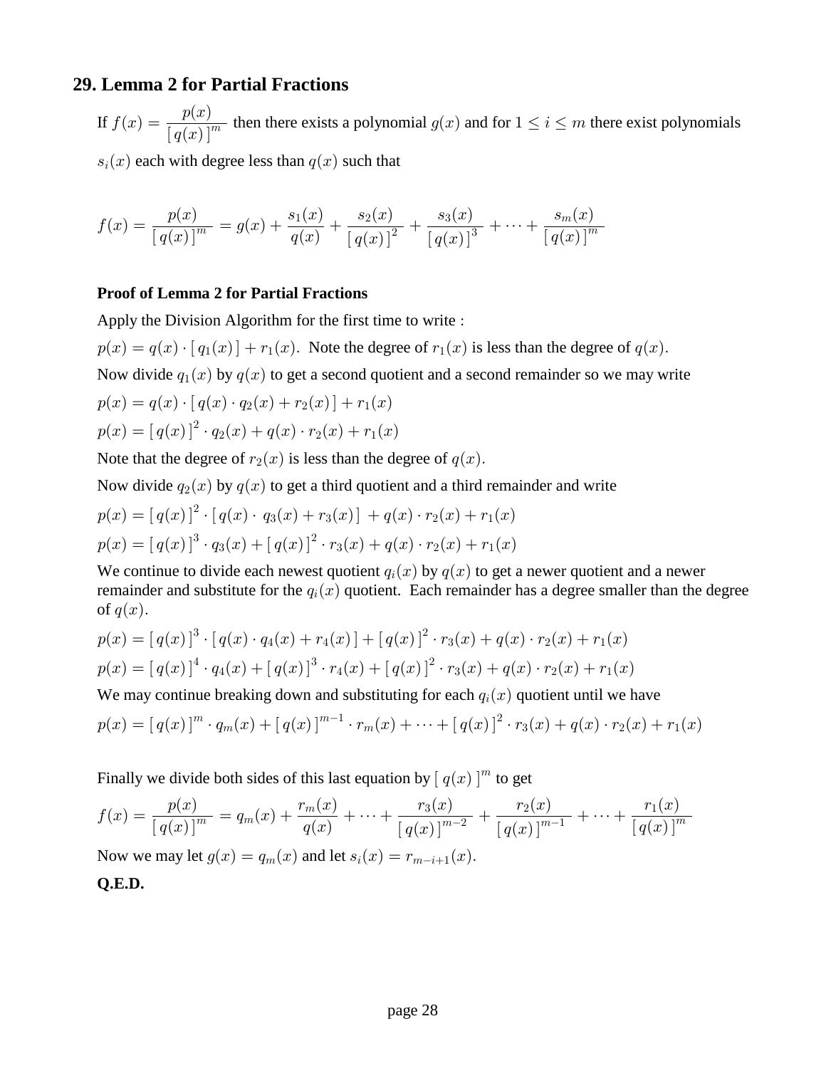## 29. Lemma 2 for Partial Fractions

If $f(x) = \dfrac{p(x)}{[\,q(x)\,]^m}$ then there exists a polynomial $g(x)$ and for $1 \le i \le m$ there exist polynomials $s_i(x)$ each with degree less than $q(x)$ such that

$$f(x) = \frac{p(x)}{[\,q(x)\,]^m} = g(x) + \frac{s_1(x)}{q(x)} + \frac{s_2(x)}{[\,q(x)\,]^2} + \frac{s_3(x)}{[\,q(x)\,]^3} + \cdots + \frac{s_m(x)}{[\,q(x)\,]^m}$$

**Proof of Lemma 2 for Partial Fractions**

Apply the Division Algorithm for the first time to write :

$p(x) = q(x) \cdot [\,q_1(x)\,] + r_1(x)$. Note the degree of $r_1(x)$ is less than the degree of $q(x)$.

Now divide $q_1(x)$ by $q(x)$ to get a second quotient and a second remainder so we may write

$p(x) = q(x) \cdot [\,q(x) \cdot q_2(x) + r_2(x)\,] + r_1(x)$

$p(x) = [\,q(x)\,]^2 \cdot q_2(x) + q(x) \cdot r_2(x) + r_1(x)$

Note that the degree of $r_2(x)$ is less than the degree of $q(x)$.

Now divide $q_2(x)$ by $q(x)$ to get a third quotient and a third remainder and write

$p(x) = [\,q(x)\,]^2 \cdot [\,q(x) \cdot q_3(x) + r_3(x)\,] + q(x) \cdot r_2(x) + r_1(x)$

$p(x) = [\,q(x)\,]^3 \cdot q_3(x) + [\,q(x)\,]^2 \cdot r_3(x) + q(x) \cdot r_2(x) + r_1(x)$

We continue to divide each newest quotient $q_i(x)$ by $q(x)$ to get a newer quotient and a newer remainder and substitute for the $q_i(x)$ quotient. Each remainder has a degree smaller than the degree of $q(x)$.

$p(x) = [\,q(x)\,]^3 \cdot [\,q(x) \cdot q_4(x) + r_4(x)\,] + [\,q(x)\,]^2 \cdot r_3(x) + q(x) \cdot r_2(x) + r_1(x)$

$p(x) = [\,q(x)\,]^4 \cdot q_4(x) + [\,q(x)\,]^3 \cdot r_4(x) + [\,q(x)\,]^2 \cdot r_3(x) + q(x) \cdot r_2(x) + r_1(x)$

We may continue breaking down and substituting for each $q_i(x)$ quotient until we have

$p(x) = [\,q(x)\,]^m \cdot q_m(x) + [\,q(x)\,]^{m-1} \cdot r_m(x) + \cdots + [\,q(x)\,]^2 \cdot r_3(x) + q(x) \cdot r_2(x) + r_1(x)$

Finally we divide both sides of this last equation by $[\,q(x)\,]^m$ to get

$$f(x) = \frac{p(x)}{[\,q(x)\,]^m} = q_m(x) + \frac{r_m(x)}{q(x)} + \cdots + \frac{r_3(x)}{[\,q(x)\,]^{m-2}} + \frac{r_2(x)}{[\,q(x)\,]^{m-1}} + \cdots + \frac{r_1(x)}{[\,q(x)\,]^m}$$

Now we may let $g(x) = q_m(x)$ and let $s_i(x) = r_{m-i+1}(x)$.

**Q.E.D.**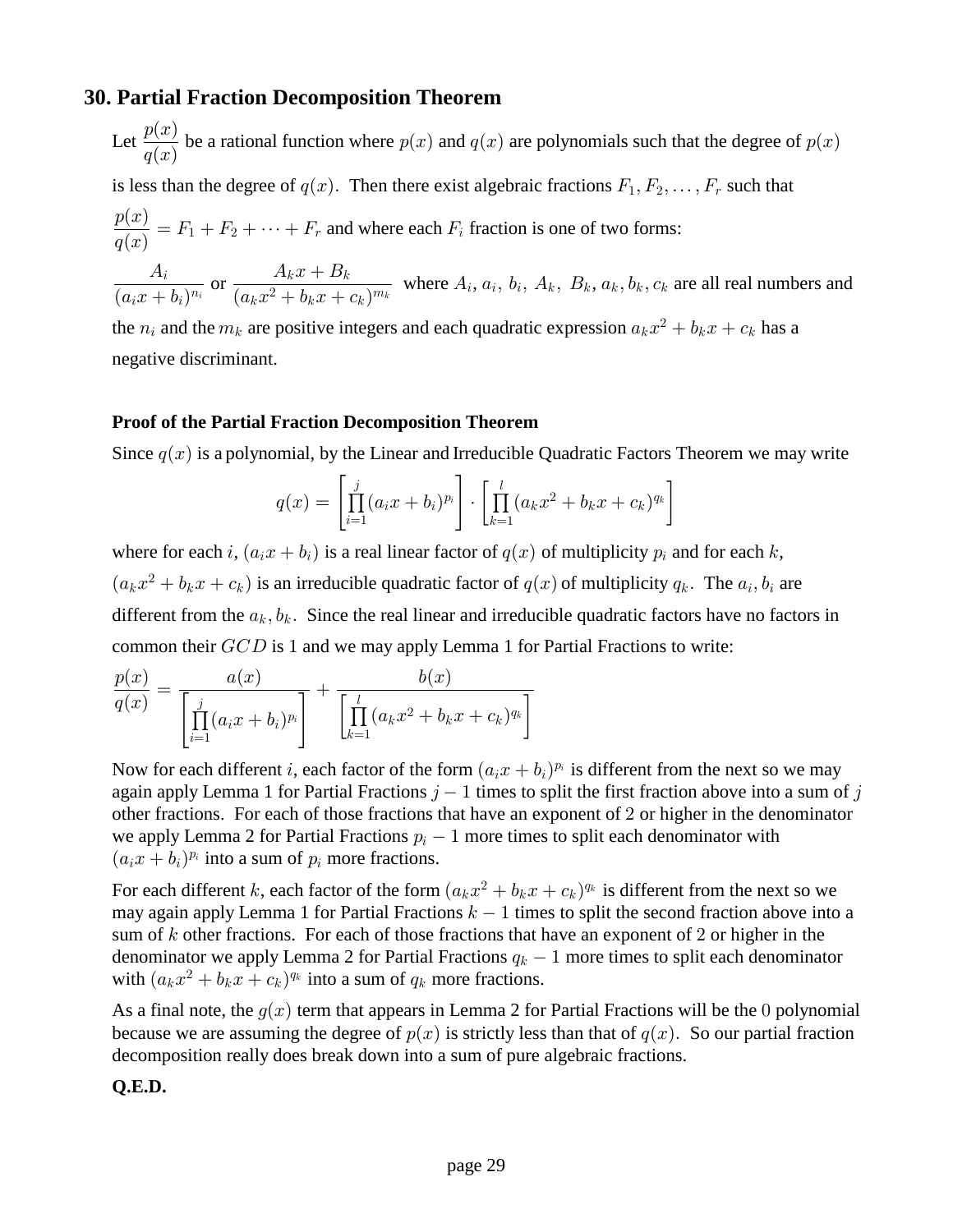## 30. Partial Fraction Decomposition Theorem

Let $\dfrac{p(x)}{q(x)}$ be a rational function where $p(x)$ and $q(x)$ are polynomials such that the degree of $p(x)$ is less than the degree of $q(x)$. Then there exist algebraic fractions $F_1, F_2, \ldots, F_r$ such that $\dfrac{p(x)}{q(x)} = F_1 + F_2 + \cdots + F_r$ and where each $F_i$ fraction is one of two forms:

$\dfrac{A_i}{(a_i x + b_i)^{n_i}}$ or $\dfrac{A_k x + B_k}{(a_k x^2 + b_k x + c_k)^{m_k}}$ where $A_i,\ a_i,\ b_i,\ A_k,\ B_k, a_k, b_k, c_k$ are all real numbers and the $n_i$ and the $m_k$ are positive integers and each quadratic expression $a_k x^2 + b_k x + c_k$ has a negative discriminant.

**Proof of the Partial Fraction Decomposition Theorem**

Since $q(x)$ is a polynomial, by the Linear and Irreducible Quadratic Factors Theorem we may write

$$q(x) = \left[\prod_{i=1}^{j}(a_i x + b_i)^{p_i}\right] \cdot \left[\prod_{k=1}^{l}(a_k x^2 + b_k x + c_k)^{q_k}\right]$$

where for each $i$, $(a_i x + b_i)$ is a real linear factor of $q(x)$ of multiplicity $p_i$ and for each $k$, $(a_k x^2 + b_k x + c_k)$ is an irreducible quadratic factor of $q(x)$ of multiplicity $q_k$. The $a_i, b_i$ are different from the $a_k, b_k$. Since the real linear and irreducible quadratic factors have no factors in common their $GCD$ is 1 and we may apply Lemma 1 for Partial Fractions to write:

$$\frac{p(x)}{q(x)} = \frac{a(x)}{\left[\prod_{i=1}^{j}(a_i x + b_i)^{p_i}\right]} + \frac{b(x)}{\left[\prod_{k=1}^{l}(a_k x^2 + b_k x + c_k)^{q_k}\right]}$$

Now for each different $i$, each factor of the form $(a_i x + b_i)^{p_i}$ is different from the next so we may again apply Lemma 1 for Partial Fractions $j - 1$ times to split the first fraction above into a sum of $j$ other fractions. For each of those fractions that have an exponent of 2 or higher in the denominator we apply Lemma 2 for Partial Fractions $p_i - 1$ more times to split each denominator with $(a_i x + b_i)^{p_i}$ into a sum of $p_i$ more fractions.

For each different $k$, each factor of the form $(a_k x^2 + b_k x + c_k)^{q_k}$ is different from the next so we may again apply Lemma 1 for Partial Fractions $k - 1$ times to split the second fraction above into a sum of $k$ other fractions. For each of those fractions that have an exponent of 2 or higher in the denominator we apply Lemma 2 for Partial Fractions $q_k - 1$ more times to split each denominator with $(a_k x^2 + b_k x + c_k)^{q_k}$ into a sum of $q_k$ more fractions.

As a final note, the $g(x)$ term that appears in Lemma 2 for Partial Fractions will be the $0$ polynomial because we are assuming the degree of $p(x)$ is strictly less than that of $q(x)$. So our partial fraction decomposition really does break down into a sum of pure algebraic fractions.

**Q.E.D.**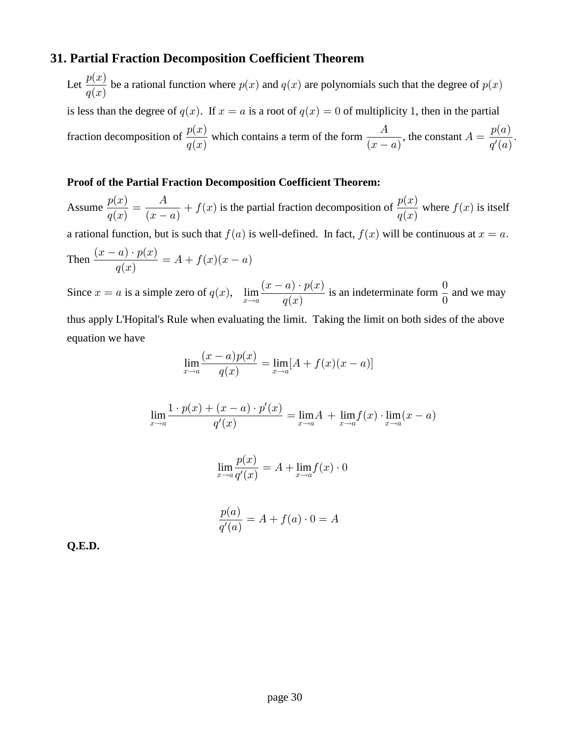## 31. Partial Fraction Decomposition Coefficient Theorem

Let $\dfrac{p(x)}{q(x)}$ be a rational function where $p(x)$ and $q(x)$ are polynomials such that the degree of $p(x)$ is less than the degree of $q(x)$. If $x = a$ is a root of $q(x) = 0$ of multiplicity 1, then in the partial fraction decomposition of $\dfrac{p(x)}{q(x)}$ which contains a term of the form $\dfrac{A}{(x-a)}$, the constant $A = \dfrac{p(a)}{q'(a)}$.

**Proof of the Partial Fraction Decomposition Coefficient Theorem:**

Assume $\dfrac{p(x)}{q(x)} = \dfrac{A}{(x-a)} + f(x)$ is the partial fraction decomposition of $\dfrac{p(x)}{q(x)}$ where $f(x)$ is itself a rational function, but is such that $f(a)$ is well-defined. In fact, $f(x)$ will be continuous at $x = a$.

Then $\dfrac{(x-a) \cdot p(x)}{q(x)} = A + f(x)(x-a)$

Since $x = a$ is a simple zero of $q(x)$, $\displaystyle\lim_{x \to a} \frac{(x-a) \cdot p(x)}{q(x)}$ is an indeterminate form $\dfrac{0}{0}$ and we may thus apply L'Hopital's Rule when evaluating the limit. Taking the limit on both sides of the above equation we have

$$\lim_{x \to a} \frac{(x-a)p(x)}{q(x)} = \lim_{x \to a} [A + f(x)(x-a)]$$

$$\lim_{x \to a} \frac{1 \cdot p(x) + (x-a) \cdot p'(x)}{q'(x)} = \lim_{x \to a} A + \lim_{x \to a} f(x) \cdot \lim_{x \to a} (x-a)$$

$$\lim_{x \to a} \frac{p(x)}{q'(x)} = A + \lim_{x \to a} f(x) \cdot 0$$

$$\frac{p(a)}{q'(a)} = A + f(a) \cdot 0 = A$$

**Q.E.D.**